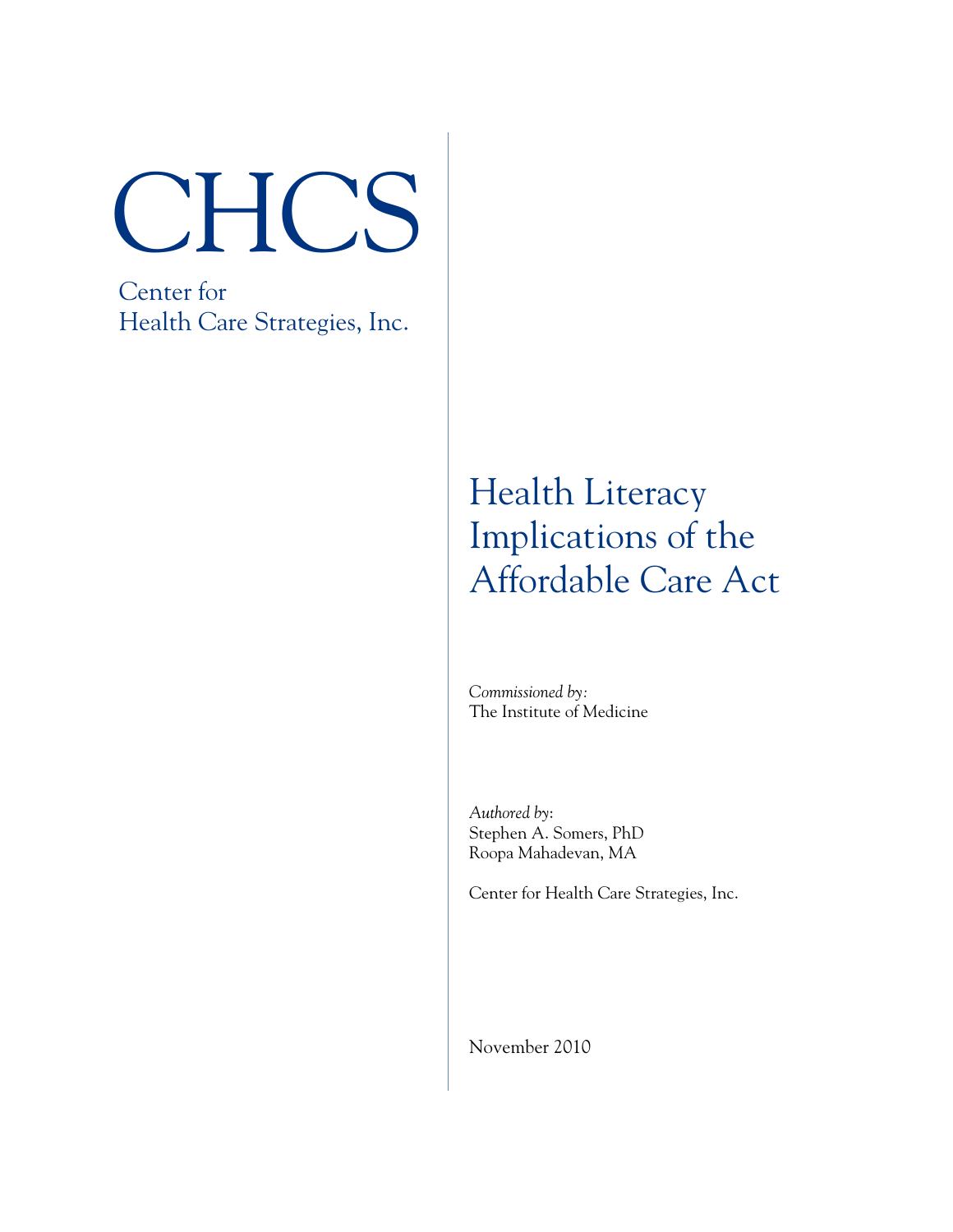CHCS

Center for
Health Care Strategies, Inc.

# Health Literacy Implications of the Affordable Care Act

*Commissioned by:*
The Institute of Medicine

*Authored by*:
Stephen A. Somers, PhD
Roopa Mahadevan, MA

Center for Health Care Strategies, Inc.

November 2010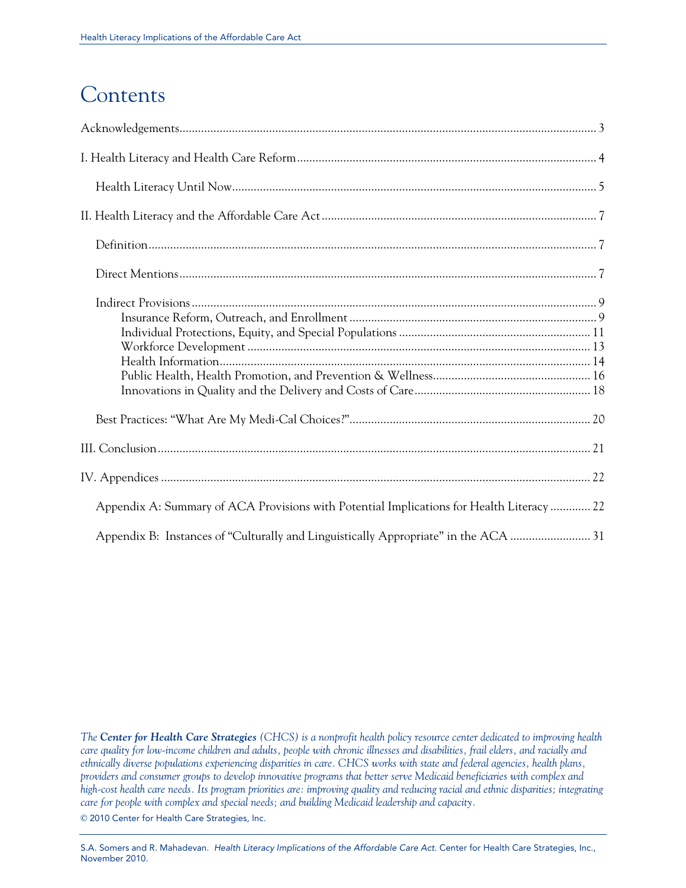# Contents

Acknowledgements ..... 3

I. Health Literacy and Health Care Reform ..... 4

- Health Literacy Until Now ..... 5

II. Health Literacy and the Affordable Care Act ..... 7

- Definition ..... 7
- Direct Mentions ..... 7
- Indirect Provisions ..... 9
  - Insurance Reform, Outreach, and Enrollment ..... 9
  - Individual Protections, Equity, and Special Populations ..... 11
  - Workforce Development ..... 13
  - Health Information ..... 14
  - Public Health, Health Promotion, and Prevention & Wellness ..... 16
  - Innovations in Quality and the Delivery and Costs of Care ..... 18
- Best Practices: "What Are My Medi-Cal Choices?" ..... 20

III. Conclusion ..... 21

IV. Appendices ..... 22

- Appendix A: Summary of ACA Provisions with Potential Implications for Health Literacy ..... 22
- Appendix B: Instances of "Culturally and Linguistically Appropriate" in the ACA ..... 31

*The **Center for Health Care Strategies** (CHCS) is a nonprofit health policy resource center dedicated to improving health care quality for low-income children and adults, people with chronic illnesses and disabilities, frail elders, and racially and ethnically diverse populations experiencing disparities in care. CHCS works with state and federal agencies, health plans, providers and consumer groups to develop innovative programs that better serve Medicaid beneficiaries with complex and high-cost health care needs. Its program priorities are: improving quality and reducing racial and ethnic disparities; integrating care for people with complex and special needs; and building Medicaid leadership and capacity.*

© 2010 Center for Health Care Strategies, Inc.

S.A. Somers and R. Mahadevan. *Health Literacy Implications of the Affordable Care Act*. Center for Health Care Strategies, Inc., November 2010.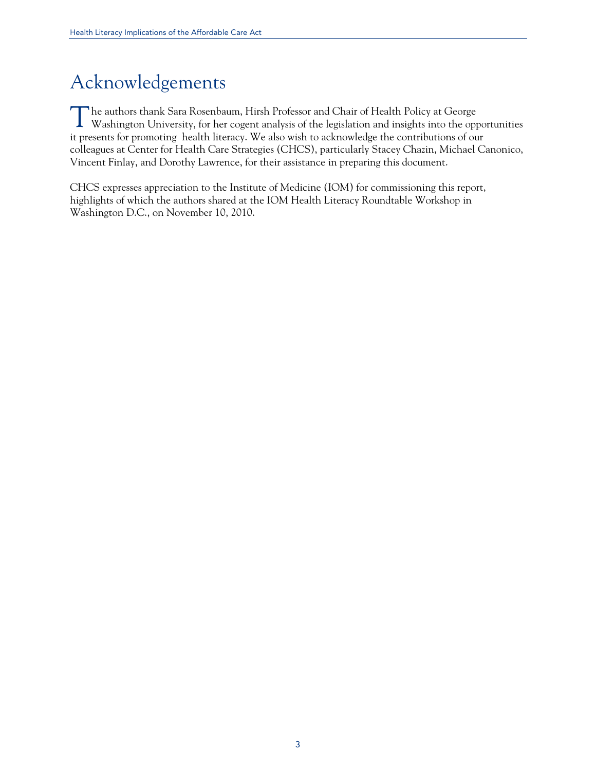# Acknowledgements

The authors thank Sara Rosenbaum, Hirsh Professor and Chair of Health Policy at George Washington University, for her cogent analysis of the legislation and insights into the opportunities it presents for promoting health literacy. We also wish to acknowledge the contributions of our colleagues at Center for Health Care Strategies (CHCS), particularly Stacey Chazin, Michael Canonico, Vincent Finlay, and Dorothy Lawrence, for their assistance in preparing this document.

CHCS expresses appreciation to the Institute of Medicine (IOM) for commissioning this report, highlights of which the authors shared at the IOM Health Literacy Roundtable Workshop in Washington D.C., on November 10, 2010.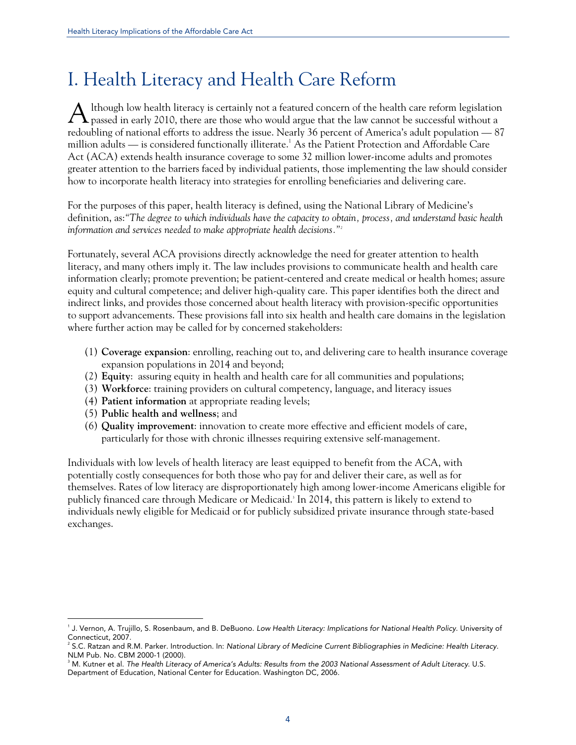# I. Health Literacy and Health Care Reform

Although low health literacy is certainly not a featured concern of the health care reform legislation passed in early 2010, there are those who would argue that the law cannot be successful without a redoubling of national efforts to address the issue. Nearly 36 percent of America's adult population — 87 million adults — is considered functionally illiterate.[1] As the Patient Protection and Affordable Care Act (ACA) extends health insurance coverage to some 32 million lower-income adults and promotes greater attention to the barriers faced by individual patients, those implementing the law should consider how to incorporate health literacy into strategies for enrolling beneficiaries and delivering care.

For the purposes of this paper, health literacy is defined, using the National Library of Medicine's definition, as: *"The degree to which individuals have the capacity to obtain, process, and understand basic health information and services needed to make appropriate health decisions."*[2]

Fortunately, several ACA provisions directly acknowledge the need for greater attention to health literacy, and many others imply it. The law includes provisions to communicate health and health care information clearly; promote prevention; be patient-centered and create medical or health homes; assure equity and cultural competence; and deliver high-quality care. This paper identifies both the direct and indirect links, and provides those concerned about health literacy with provision-specific opportunities to support advancements. These provisions fall into six health and health care domains in the legislation where further action may be called for by concerned stakeholders:

(1) **Coverage expansion**: enrolling, reaching out to, and delivering care to health insurance coverage expansion populations in 2014 and beyond;
(2) **Equity**: assuring equity in health and health care for all communities and populations;
(3) **Workforce**: training providers on cultural competency, language, and literacy issues
(4) **Patient information** at appropriate reading levels;
(5) **Public health and wellness**; and
(6) **Quality improvement**: innovation to create more effective and efficient models of care, particularly for those with chronic illnesses requiring extensive self-management.

Individuals with low levels of health literacy are least equipped to benefit from the ACA, with potentially costly consequences for both those who pay for and deliver their care, as well as for themselves. Rates of low literacy are disproportionately high among lower-income Americans eligible for publicly financed care through Medicare or Medicaid.[3] In 2014, this pattern is likely to extend to individuals newly eligible for Medicaid or for publicly subsidized private insurance through state-based exchanges.

---

[1] J. Vernon, A. Trujillo, S. Rosenbaum, and B. DeBuono. *Low Health Literacy: Implications for National Health Policy*. University of Connecticut, 2007.

[2] S.C. Ratzan and R.M. Parker. Introduction. In: *National Library of Medicine Current Bibliographies in Medicine: Health Literacy*. NLM Pub. No. CBM 2000-1 (2000).

[3] M. Kutner et al. *The Health Literacy of America's Adults: Results from the 2003 National Assessment of Adult Literacy*. U.S. Department of Education, National Center for Education. Washington DC, 2006.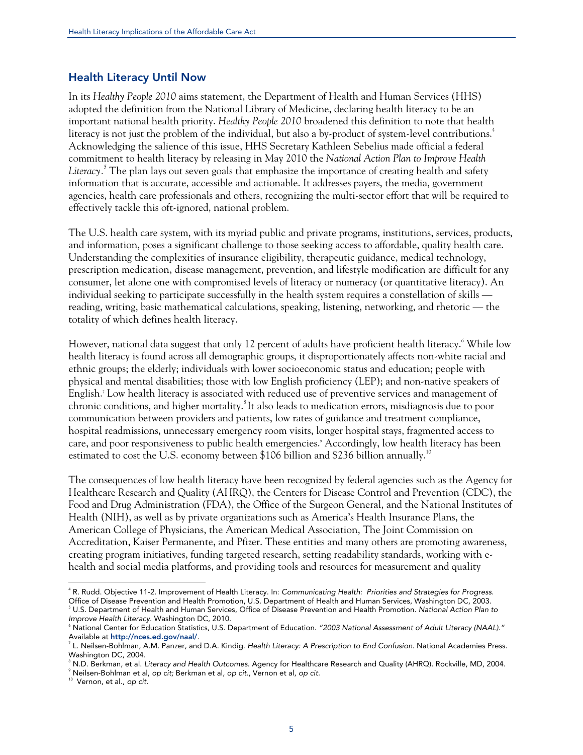## Health Literacy Until Now

In its *Healthy People 2010* aims statement, the Department of Health and Human Services (HHS) adopted the definition from the National Library of Medicine, declaring health literacy to be an important national health priority. *Healthy People 2010* broadened this definition to note that health literacy is not just the problem of the individual, but also a by-product of system-level contributions.[4] Acknowledging the salience of this issue, HHS Secretary Kathleen Sebelius made official a federal commitment to health literacy by releasing in May 2010 the *National Action Plan to Improve Health Literacy*.[5] The plan lays out seven goals that emphasize the importance of creating health and safety information that is accurate, accessible and actionable. It addresses payers, the media, government agencies, health care professionals and others, recognizing the multi-sector effort that will be required to effectively tackle this oft-ignored, national problem.

The U.S. health care system, with its myriad public and private programs, institutions, services, products, and information, poses a significant challenge to those seeking access to affordable, quality health care. Understanding the complexities of insurance eligibility, therapeutic guidance, medical technology, prescription medication, disease management, prevention, and lifestyle modification are difficult for any consumer, let alone one with compromised levels of literacy or numeracy (or quantitative literacy). An individual seeking to participate successfully in the health system requires a constellation of skills — reading, writing, basic mathematical calculations, speaking, listening, networking, and rhetoric — the totality of which defines health literacy.

However, national data suggest that only 12 percent of adults have proficient health literacy.[6] While low health literacy is found across all demographic groups, it disproportionately affects non-white racial and ethnic groups; the elderly; individuals with lower socioeconomic status and education; people with physical and mental disabilities; those with low English proficiency (LEP); and non-native speakers of English.[7] Low health literacy is associated with reduced use of preventive services and management of chronic conditions, and higher mortality.[8] It also leads to medication errors, misdiagnosis due to poor communication between providers and patients, low rates of guidance and treatment compliance, hospital readmissions, unnecessary emergency room visits, longer hospital stays, fragmented access to care, and poor responsiveness to public health emergencies.[9] Accordingly, low health literacy has been estimated to cost the U.S. economy between $106 billion and $236 billion annually.[10]

The consequences of low health literacy have been recognized by federal agencies such as the Agency for Healthcare Research and Quality (AHRQ), the Centers for Disease Control and Prevention (CDC), the Food and Drug Administration (FDA), the Office of the Surgeon General, and the National Institutes of Health (NIH), as well as by private organizations such as America's Health Insurance Plans, the American College of Physicians, the American Medical Association, The Joint Commission on Accreditation, Kaiser Permanente, and Pfizer. These entities and many others are promoting awareness, creating program initiatives, funding targeted research, setting readability standards, working with e-health and social media platforms, and providing tools and resources for measurement and quality

---

[4] R. Rudd. Objective 11-2. Improvement of Health Literacy. In: *Communicating Health: Priorities and Strategies for Progress.* Office of Disease Prevention and Health Promotion, U.S. Department of Health and Human Services, Washington DC, 2003.

[5] U.S. Department of Health and Human Services, Office of Disease Prevention and Health Promotion. *National Action Plan to Improve Health Literacy.* Washington DC, 2010.

[6] National Center for Education Statistics, U.S. Department of Education. *"2003 National Assessment of Adult Literacy (NAAL)."* Available at **http://nces.ed.gov/naal/**.

[7] L. Neilsen-Bohlman, A.M. Panzer, and D.A. Kindig. *Health Literacy: A Prescription to End Confusion.* National Academies Press. Washington DC, 2004.

[8] N.D. Berkman, et al. *Literacy and Health Outcomes.* Agency for Healthcare Research and Quality (AHRQ). Rockville, MD, 2004.

[9] Neilsen-Bohlman et al, *op cit;* Berkman et al, *op cit.*, Vernon et al, *op cit.*

[10] Vernon, et al., *op cit.*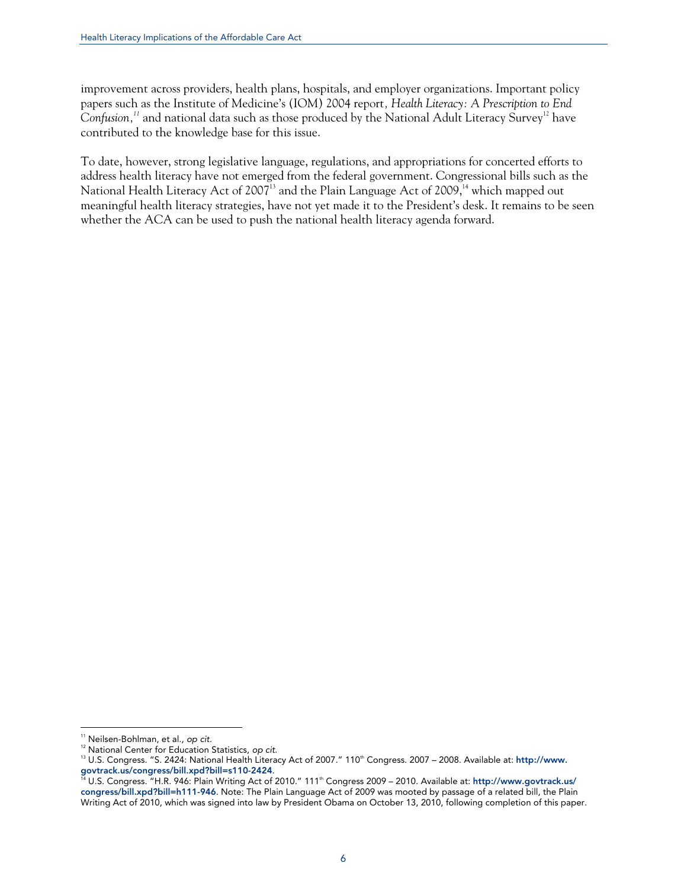improvement across providers, health plans, hospitals, and employer organizations. Important policy papers such as the Institute of Medicine's (IOM) 2004 report, *Health Literacy: A Prescription to End Confusion,*[11] and national data such as those produced by the National Adult Literacy Survey[12] have contributed to the knowledge base for this issue.

To date, however, strong legislative language, regulations, and appropriations for concerted efforts to address health literacy have not emerged from the federal government. Congressional bills such as the National Health Literacy Act of 2007[13] and the Plain Language Act of 2009,[14] which mapped out meaningful health literacy strategies, have not yet made it to the President's desk. It remains to be seen whether the ACA can be used to push the national health literacy agenda forward.

---

[11] Neilsen-Bohlman, et al., *op cit.*

[12] National Center for Education Statistics, *op cit.*

[13] U.S. Congress. "S. 2424: National Health Literacy Act of 2007." 110th Congress. 2007 – 2008. Available at: **http://www.govtrack.us/congress/bill.xpd?bill=s110-2424**.

[14] U.S. Congress. "H.R. 946: Plain Writing Act of 2010." 111th Congress 2009 – 2010. Available at: **http://www.govtrack.us/congress/bill.xpd?bill=h111-946**. Note: The Plain Language Act of 2009 was mooted by passage of a related bill, the Plain Writing Act of 2010, which was signed into law by President Obama on October 13, 2010, following completion of this paper.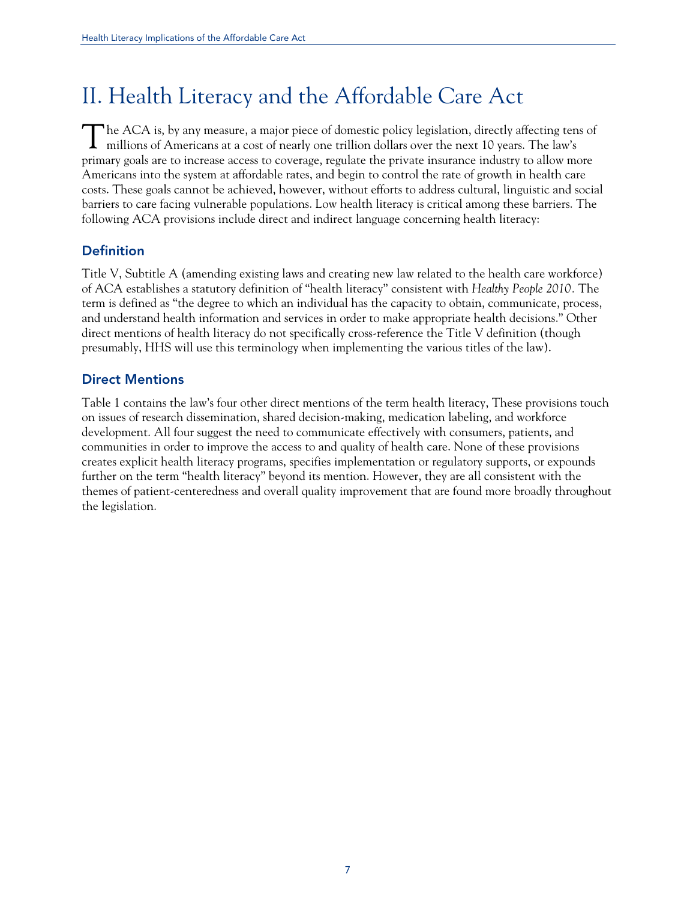# II. Health Literacy and the Affordable Care Act

The ACA is, by any measure, a major piece of domestic policy legislation, directly affecting tens of millions of Americans at a cost of nearly one trillion dollars over the next 10 years. The law's primary goals are to increase access to coverage, regulate the private insurance industry to allow more Americans into the system at affordable rates, and begin to control the rate of growth in health care costs. These goals cannot be achieved, however, without efforts to address cultural, linguistic and social barriers to care facing vulnerable populations. Low health literacy is critical among these barriers. The following ACA provisions include direct and indirect language concerning health literacy:

## Definition

Title V, Subtitle A (amending existing laws and creating new law related to the health care workforce) of ACA establishes a statutory definition of "health literacy" consistent with *Healthy People 2010.* The term is defined as "the degree to which an individual has the capacity to obtain, communicate, process, and understand health information and services in order to make appropriate health decisions." Other direct mentions of health literacy do not specifically cross-reference the Title V definition (though presumably, HHS will use this terminology when implementing the various titles of the law).

## Direct Mentions

Table 1 contains the law's four other direct mentions of the term health literacy, These provisions touch on issues of research dissemination, shared decision-making, medication labeling, and workforce development. All four suggest the need to communicate effectively with consumers, patients, and communities in order to improve the access to and quality of health care. None of these provisions creates explicit health literacy programs, specifies implementation or regulatory supports, or expounds further on the term "health literacy" beyond its mention. However, they are all consistent with the themes of patient-centeredness and overall quality improvement that are found more broadly throughout the legislation.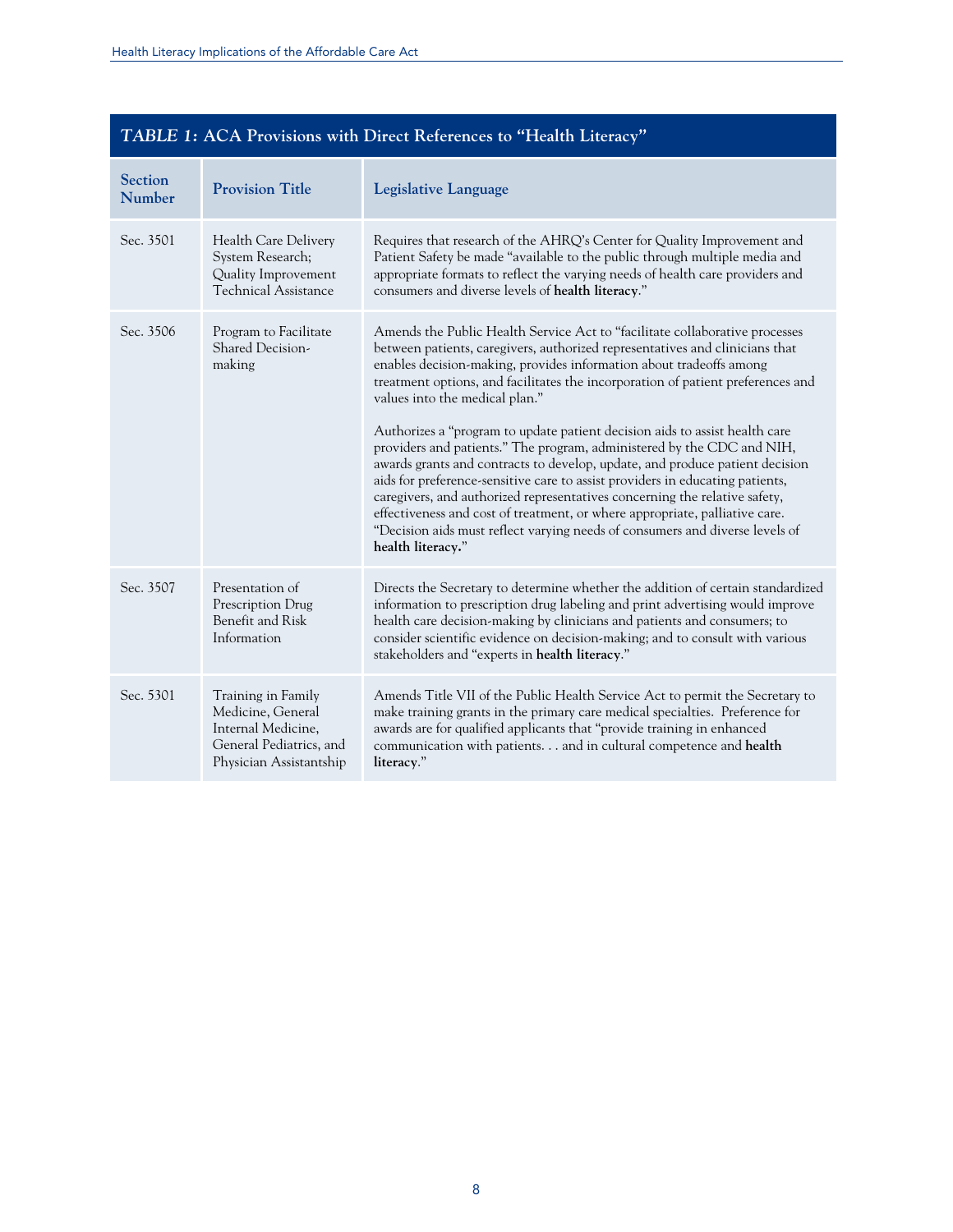### *TABLE 1*: ACA Provisions with Direct References to "Health Literacy"

| Section Number | Provision Title | Legislative Language |
|---|---|---|
| Sec. 3501 | Health Care Delivery System Research; Quality Improvement Technical Assistance | Requires that research of the AHRQ's Center for Quality Improvement and Patient Safety be made "available to the public through multiple media and appropriate formats to reflect the varying needs of health care providers and consumers and diverse levels of **health literacy**." |
| Sec. 3506 | Program to Facilitate Shared Decision-making | Amends the Public Health Service Act to "facilitate collaborative processes between patients, caregivers, authorized representatives and clinicians that enables decision-making, provides information about tradeoffs among treatment options, and facilitates the incorporation of patient preferences and values into the medical plan." <br><br> Authorizes a "program to update patient decision aids to assist health care providers and patients." The program, administered by the CDC and NIH, awards grants and contracts to develop, update, and produce patient decision aids for preference-sensitive care to assist providers in educating patients, caregivers, and authorized representatives concerning the relative safety, effectiveness and cost of treatment, or where appropriate, palliative care. "Decision aids must reflect varying needs of consumers and diverse levels of **health literacy.**" |
| Sec. 3507 | Presentation of Prescription Drug Benefit and Risk Information | Directs the Secretary to determine whether the addition of certain standardized information to prescription drug labeling and print advertising would improve health care decision-making by clinicians and patients and consumers; to consider scientific evidence on decision-making; and to consult with various stakeholders and "experts in **health literacy**." |
| Sec. 5301 | Training in Family Medicine, General Internal Medicine, General Pediatrics, and Physician Assistantship | Amends Title VII of the Public Health Service Act to permit the Secretary to make training grants in the primary care medical specialties. Preference for awards are for qualified applicants that "provide training in enhanced communication with patients. . . and in cultural competence and **health literacy**." |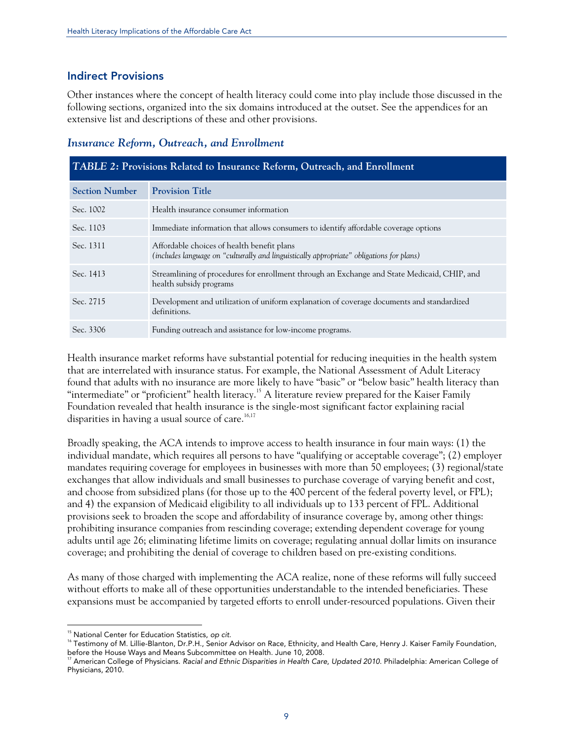## Indirect Provisions

Other instances where the concept of health literacy could come into play include those discussed in the following sections, organized into the six domains introduced at the outset. See the appendices for an extensive list and descriptions of these and other provisions.

### *Insurance Reform, Outreach, and Enrollment*

**TABLE 2: Provisions Related to Insurance Reform, Outreach, and Enrollment**

| Section Number | Provision Title |
|---|---|
| Sec. 1002 | Health insurance consumer information |
| Sec. 1103 | Immediate information that allows consumers to identify affordable coverage options |
| Sec. 1311 | Affordable choices of health benefit plans *(includes language on "culturally and linguistically appropriate" obligations for plans)* |
| Sec. 1413 | Streamlining of procedures for enrollment through an Exchange and State Medicaid, CHIP, and health subsidy programs |
| Sec. 2715 | Development and utilization of uniform explanation of coverage documents and standardized definitions. |
| Sec. 3306 | Funding outreach and assistance for low-income programs. |

Health insurance market reforms have substantial potential for reducing inequities in the health system that are interrelated with insurance status. For example, the National Assessment of Adult Literacy found that adults with no insurance are more likely to have "basic" or "below basic" health literacy than "intermediate" or "proficient" health literacy.[15] A literature review prepared for the Kaiser Family Foundation revealed that health insurance is the single-most significant factor explaining racial disparities in having a usual source of care.[16,17]

Broadly speaking, the ACA intends to improve access to health insurance in four main ways: (1) the individual mandate, which requires all persons to have "qualifying or acceptable coverage"; (2) employer mandates requiring coverage for employees in businesses with more than 50 employees; (3) regional/state exchanges that allow individuals and small businesses to purchase coverage of varying benefit and cost, and choose from subsidized plans (for those up to the 400 percent of the federal poverty level, or FPL); and 4) the expansion of Medicaid eligibility to all individuals up to 133 percent of FPL. Additional provisions seek to broaden the scope and affordability of insurance coverage by, among other things: prohibiting insurance companies from rescinding coverage; extending dependent coverage for young adults until age 26; eliminating lifetime limits on coverage; regulating annual dollar limits on insurance coverage; and prohibiting the denial of coverage to children based on pre-existing conditions.

As many of those charged with implementing the ACA realize, none of these reforms will fully succeed without efforts to make all of these opportunities understandable to the intended beneficiaries. These expansions must be accompanied by targeted efforts to enroll under-resourced populations. Given their

---

[15] National Center for Education Statistics, *op cit.*

[16] Testimony of M. Lillie-Blanton, Dr.P.H., Senior Advisor on Race, Ethnicity, and Health Care, Henry J. Kaiser Family Foundation, before the House Ways and Means Subcommittee on Health. June 10, 2008.

[17] American College of Physicians. *Racial and Ethnic Disparities in Health Care, Updated 2010.* Philadelphia: American College of Physicians, 2010.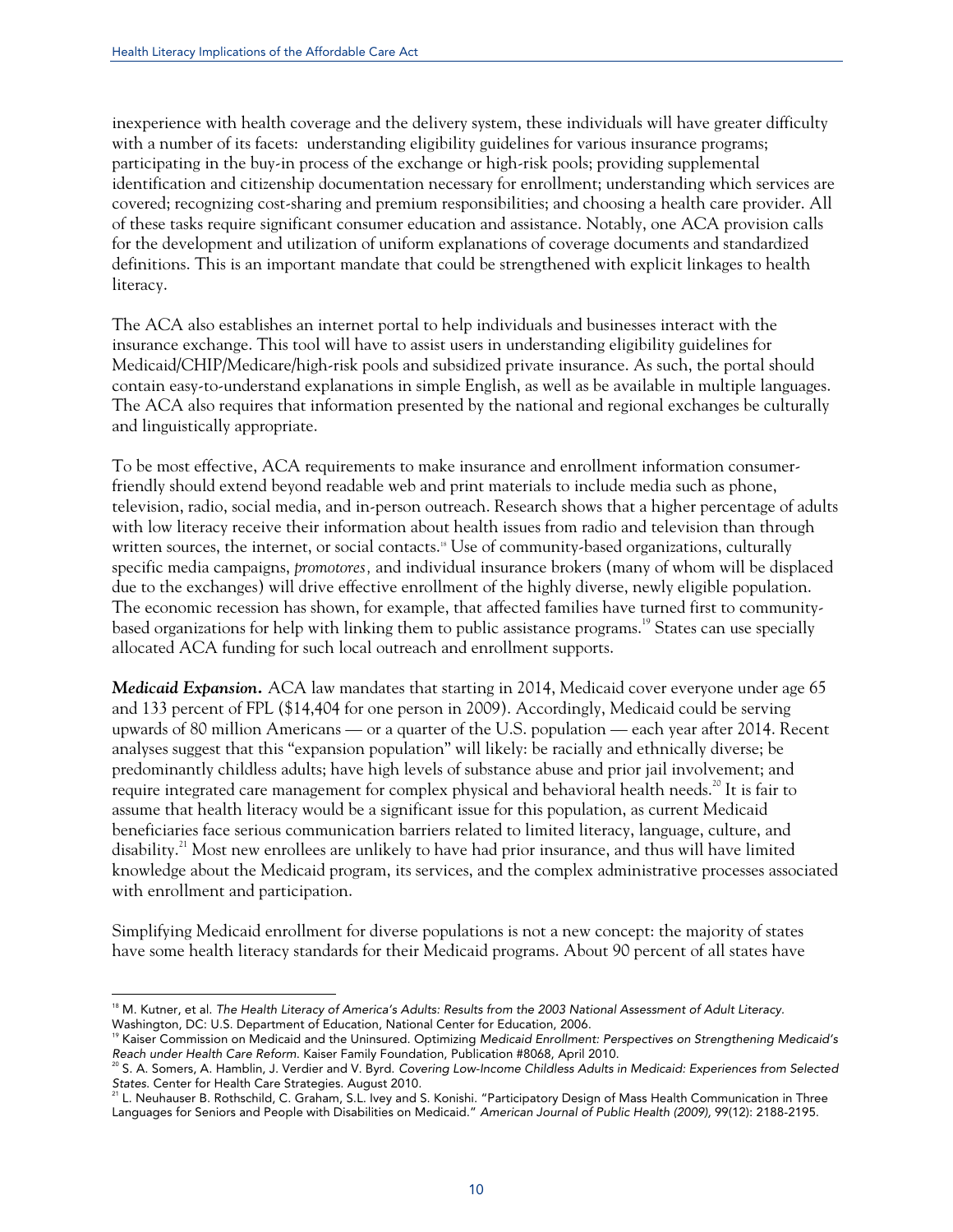inexperience with health coverage and the delivery system, these individuals will have greater difficulty with a number of its facets: understanding eligibility guidelines for various insurance programs; participating in the buy-in process of the exchange or high-risk pools; providing supplemental identification and citizenship documentation necessary for enrollment; understanding which services are covered; recognizing cost-sharing and premium responsibilities; and choosing a health care provider. All of these tasks require significant consumer education and assistance. Notably, one ACA provision calls for the development and utilization of uniform explanations of coverage documents and standardized definitions. This is an important mandate that could be strengthened with explicit linkages to health literacy.

The ACA also establishes an internet portal to help individuals and businesses interact with the insurance exchange. This tool will have to assist users in understanding eligibility guidelines for Medicaid/CHIP/Medicare/high-risk pools and subsidized private insurance. As such, the portal should contain easy-to-understand explanations in simple English, as well as be available in multiple languages. The ACA also requires that information presented by the national and regional exchanges be culturally and linguistically appropriate.

To be most effective, ACA requirements to make insurance and enrollment information consumer-friendly should extend beyond readable web and print materials to include media such as phone, television, radio, social media, and in-person outreach. Research shows that a higher percentage of adults with low literacy receive their information about health issues from radio and television than through written sources, the internet, or social contacts.[18] Use of community-based organizations, culturally specific media campaigns, *promotores*, and individual insurance brokers (many of whom will be displaced due to the exchanges) will drive effective enrollment of the highly diverse, newly eligible population. The economic recession has shown, for example, that affected families have turned first to community-based organizations for help with linking them to public assistance programs.[19] States can use specially allocated ACA funding for such local outreach and enrollment supports.

***Medicaid Expansion.*** ACA law mandates that starting in 2014, Medicaid cover everyone under age 65 and 133 percent of FPL ($14,404 for one person in 2009). Accordingly, Medicaid could be serving upwards of 80 million Americans — or a quarter of the U.S. population — each year after 2014. Recent analyses suggest that this "expansion population" will likely: be racially and ethnically diverse; be predominantly childless adults; have high levels of substance abuse and prior jail involvement; and require integrated care management for complex physical and behavioral health needs.[20] It is fair to assume that health literacy would be a significant issue for this population, as current Medicaid beneficiaries face serious communication barriers related to limited literacy, language, culture, and disability.[21] Most new enrollees are unlikely to have had prior insurance, and thus will have limited knowledge about the Medicaid program, its services, and the complex administrative processes associated with enrollment and participation.

Simplifying Medicaid enrollment for diverse populations is not a new concept: the majority of states have some health literacy standards for their Medicaid programs. About 90 percent of all states have

---

[18] M. Kutner, et al. *The Health Literacy of America's Adults: Results from the 2003 National Assessment of Adult Literacy*. Washington, DC: U.S. Department of Education, National Center for Education, 2006.

[19] Kaiser Commission on Medicaid and the Uninsured. Optimizing *Medicaid Enrollment: Perspectives on Strengthening Medicaid's Reach under Health Care Reform*. Kaiser Family Foundation, Publication #8068, April 2010.

[20] S. A. Somers, A. Hamblin, J. Verdier and V. Byrd. *Covering Low-Income Childless Adults in Medicaid: Experiences from Selected States*. Center for Health Care Strategies. August 2010.

[21] L. Neuhauser B. Rothschild, C. Graham, S.L. Ivey and S. Konishi. "Participatory Design of Mass Health Communication in Three Languages for Seniors and People with Disabilities on Medicaid." *American Journal of Public Health (2009)*, 99(12): 2188-2195.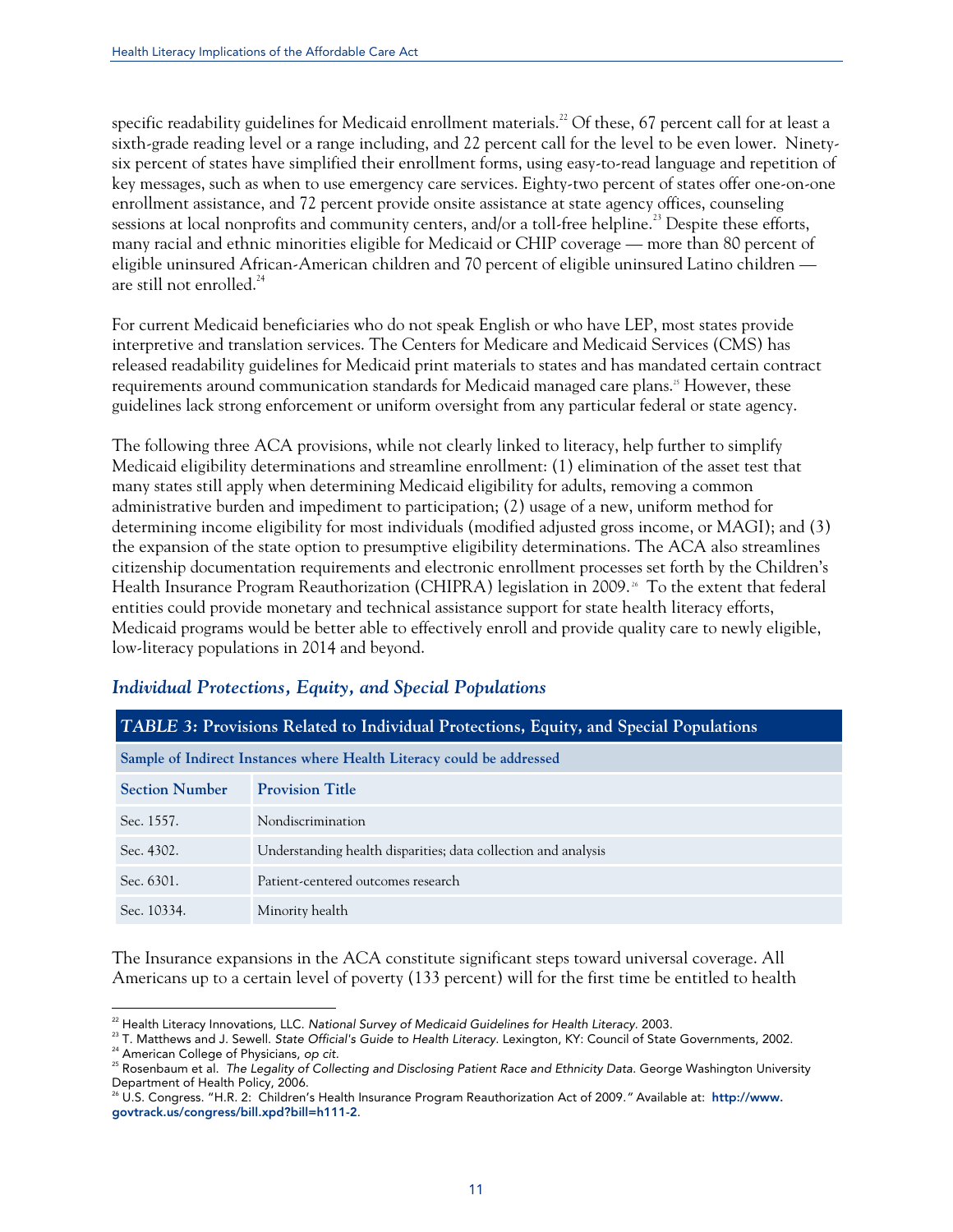specific readability guidelines for Medicaid enrollment materials.[22] Of these, 67 percent call for at least a sixth-grade reading level or a range including, and 22 percent call for the level to be even lower. Ninety-six percent of states have simplified their enrollment forms, using easy-to-read language and repetition of key messages, such as when to use emergency care services. Eighty-two percent of states offer one-on-one enrollment assistance, and 72 percent provide onsite assistance at state agency offices, counseling sessions at local nonprofits and community centers, and/or a toll-free helpline.[23] Despite these efforts, many racial and ethnic minorities eligible for Medicaid or CHIP coverage — more than 80 percent of eligible uninsured African-American children and 70 percent of eligible uninsured Latino children — are still not enrolled.[24]

For current Medicaid beneficiaries who do not speak English or who have LEP, most states provide interpretive and translation services. The Centers for Medicare and Medicaid Services (CMS) has released readability guidelines for Medicaid print materials to states and has mandated certain contract requirements around communication standards for Medicaid managed care plans.[25] However, these guidelines lack strong enforcement or uniform oversight from any particular federal or state agency.

The following three ACA provisions, while not clearly linked to literacy, help further to simplify Medicaid eligibility determinations and streamline enrollment: (1) elimination of the asset test that many states still apply when determining Medicaid eligibility for adults, removing a common administrative burden and impediment to participation; (2) usage of a new, uniform method for determining income eligibility for most individuals (modified adjusted gross income, or MAGI); and (3) the expansion of the state option to presumptive eligibility determinations. The ACA also streamlines citizenship documentation requirements and electronic enrollment processes set forth by the Children's Health Insurance Program Reauthorization (CHIPRA) legislation in 2009.[26] To the extent that federal entities could provide monetary and technical assistance support for state health literacy efforts, Medicaid programs would be better able to effectively enroll and provide quality care to newly eligible, low-literacy populations in 2014 and beyond.

### *Individual Protections, Equity, and Special Populations*

**TABLE 3: Provisions Related to Individual Protections, Equity, and Special Populations**

**Sample of Indirect Instances where Health Literacy could be addressed**

| Section Number | Provision Title |
|---|---|
| Sec. 1557. | Nondiscrimination |
| Sec. 4302. | Understanding health disparities; data collection and analysis |
| Sec. 6301. | Patient-centered outcomes research |
| Sec. 10334. | Minority health |

The Insurance expansions in the ACA constitute significant steps toward universal coverage. All Americans up to a certain level of poverty (133 percent) will for the first time be entitled to health

---

[22] Health Literacy Innovations, LLC. *National Survey of Medicaid Guidelines for Health Literacy.* 2003.

[23] T. Matthews and J. Sewell. *State Official's Guide to Health Literacy.* Lexington, KY: Council of State Governments, 2002.

[24] American College of Physicians, *op cit.*

[25] Rosenbaum et al. *The Legality of Collecting and Disclosing Patient Race and Ethnicity Data.* George Washington University Department of Health Policy, 2006.

[26] U.S. Congress. "H.R. 2: Children's Health Insurance Program Reauthorization Act of 2009." Available at: **http://www.govtrack.us/congress/bill.xpd?bill=h111-2**.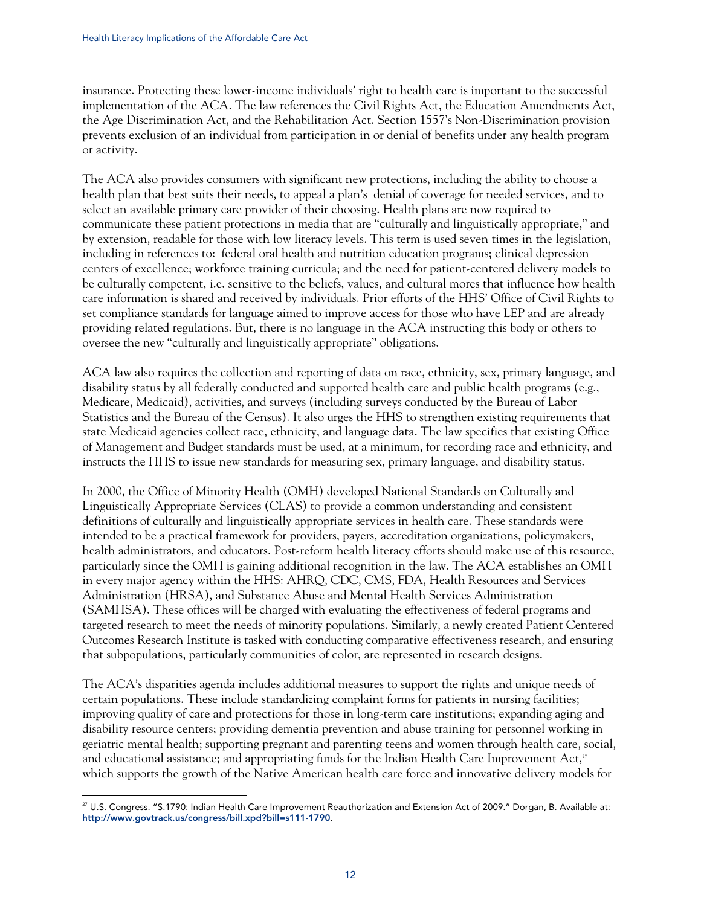insurance. Protecting these lower-income individuals' right to health care is important to the successful implementation of the ACA. The law references the Civil Rights Act, the Education Amendments Act, the Age Discrimination Act, and the Rehabilitation Act. Section 1557's Non-Discrimination provision prevents exclusion of an individual from participation in or denial of benefits under any health program or activity.

The ACA also provides consumers with significant new protections, including the ability to choose a health plan that best suits their needs, to appeal a plan's denial of coverage for needed services, and to select an available primary care provider of their choosing. Health plans are now required to communicate these patient protections in media that are "culturally and linguistically appropriate," and by extension, readable for those with low literacy levels. This term is used seven times in the legislation, including in references to: federal oral health and nutrition education programs; clinical depression centers of excellence; workforce training curricula; and the need for patient-centered delivery models to be culturally competent, i.e. sensitive to the beliefs, values, and cultural mores that influence how health care information is shared and received by individuals. Prior efforts of the HHS' Office of Civil Rights to set compliance standards for language aimed to improve access for those who have LEP and are already providing related regulations. But, there is no language in the ACA instructing this body or others to oversee the new "culturally and linguistically appropriate" obligations.

ACA law also requires the collection and reporting of data on race, ethnicity, sex, primary language, and disability status by all federally conducted and supported health care and public health programs (e.g., Medicare, Medicaid), activities, and surveys (including surveys conducted by the Bureau of Labor Statistics and the Bureau of the Census). It also urges the HHS to strengthen existing requirements that state Medicaid agencies collect race, ethnicity, and language data. The law specifies that existing Office of Management and Budget standards must be used, at a minimum, for recording race and ethnicity, and instructs the HHS to issue new standards for measuring sex, primary language, and disability status.

In 2000, the Office of Minority Health (OMH) developed National Standards on Culturally and Linguistically Appropriate Services (CLAS) to provide a common understanding and consistent definitions of culturally and linguistically appropriate services in health care. These standards were intended to be a practical framework for providers, payers, accreditation organizations, policymakers, health administrators, and educators. Post-reform health literacy efforts should make use of this resource, particularly since the OMH is gaining additional recognition in the law. The ACA establishes an OMH in every major agency within the HHS: AHRQ, CDC, CMS, FDA, Health Resources and Services Administration (HRSA), and Substance Abuse and Mental Health Services Administration (SAMHSA). These offices will be charged with evaluating the effectiveness of federal programs and targeted research to meet the needs of minority populations. Similarly, a newly created Patient Centered Outcomes Research Institute is tasked with conducting comparative effectiveness research, and ensuring that subpopulations, particularly communities of color, are represented in research designs.

The ACA's disparities agenda includes additional measures to support the rights and unique needs of certain populations. These include standardizing complaint forms for patients in nursing facilities; improving quality of care and protections for those in long-term care institutions; expanding aging and disability resource centers; providing dementia prevention and abuse training for personnel working in geriatric mental health; supporting pregnant and parenting teens and women through health care, social, and educational assistance; and appropriating funds for the Indian Health Care Improvement Act,[27] which supports the growth of the Native American health care force and innovative delivery models for

[27] U.S. Congress. "S.1790: Indian Health Care Improvement Reauthorization and Extension Act of 2009." Dorgan, B. Available at: http://www.govtrack.us/congress/bill.xpd?bill=s111-1790.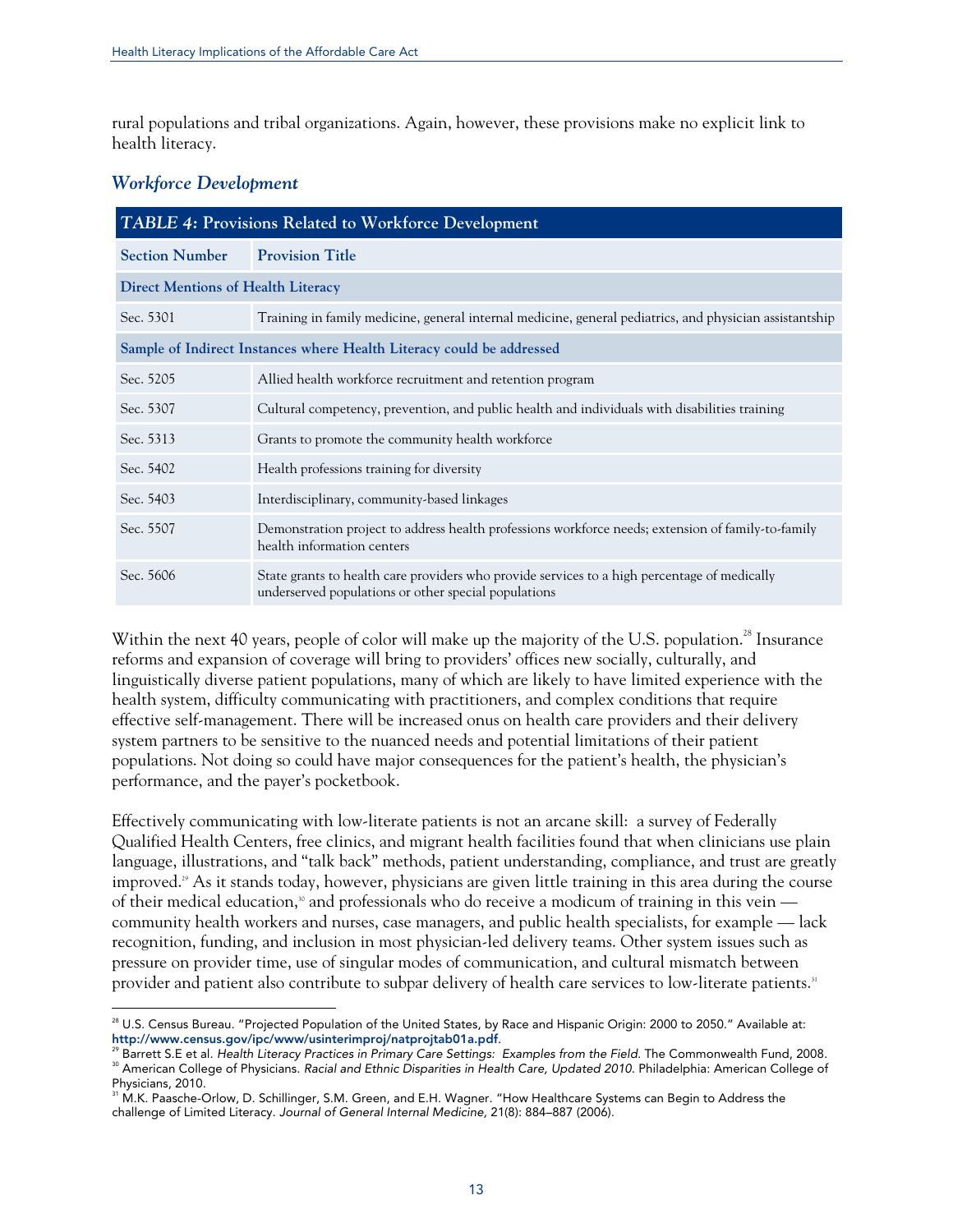rural populations and tribal organizations. Again, however, these provisions make no explicit link to health literacy.

### *Workforce Development*

| ***TABLE 4:*** **Provisions Related to Workforce Development** | |
|---|---|
| **Section Number** | **Provision Title** |
| **Direct Mentions of Health Literacy** | |
| Sec. 5301 | Training in family medicine, general internal medicine, general pediatrics, and physician assistantship |
| **Sample of Indirect Instances where Health Literacy could be addressed** | |
| Sec. 5205 | Allied health workforce recruitment and retention program |
| Sec. 5307 | Cultural competency, prevention, and public health and individuals with disabilities training |
| Sec. 5313 | Grants to promote the community health workforce |
| Sec. 5402 | Health professions training for diversity |
| Sec. 5403 | Interdisciplinary, community-based linkages |
| Sec. 5507 | Demonstration project to address health professions workforce needs; extension of family-to-family health information centers |
| Sec. 5606 | State grants to health care providers who provide services to a high percentage of medically underserved populations or other special populations |

Within the next 40 years, people of color will make up the majority of the U.S. population.[28] Insurance reforms and expansion of coverage will bring to providers' offices new socially, culturally, and linguistically diverse patient populations, many of which are likely to have limited experience with the health system, difficulty communicating with practitioners, and complex conditions that require effective self-management. There will be increased onus on health care providers and their delivery system partners to be sensitive to the nuanced needs and potential limitations of their patient populations. Not doing so could have major consequences for the patient's health, the physician's performance, and the payer's pocketbook.

Effectively communicating with low-literate patients is not an arcane skill: a survey of Federally Qualified Health Centers, free clinics, and migrant health facilities found that when clinicians use plain language, illustrations, and "talk back" methods, patient understanding, compliance, and trust are greatly improved.[29] As it stands today, however, physicians are given little training in this area during the course of their medical education,[30] and professionals who do receive a modicum of training in this vein — community health workers and nurses, case managers, and public health specialists, for example — lack recognition, funding, and inclusion in most physician-led delivery teams. Other system issues such as pressure on provider time, use of singular modes of communication, and cultural mismatch between provider and patient also contribute to subpar delivery of health care services to low-literate patients.[31]

---

[28] U.S. Census Bureau. "Projected Population of the United States, by Race and Hispanic Origin: 2000 to 2050." Available at: **http://www.census.gov/ipc/www/usinterimproj/natprojtab01a.pdf**.

[29] Barrett S.E et al. *Health Literacy Practices in Primary Care Settings: Examples from the Field.* The Commonwealth Fund, 2008.

[30] American College of Physicians. *Racial and Ethnic Disparities in Health Care, Updated 2010.* Philadelphia: American College of Physicians, 2010.

[31] M.K. Paasche-Orlow, D. Schillinger, S.M. Green, and E.H. Wagner. "How Healthcare Systems can Begin to Address the challenge of Limited Literacy. *Journal of General Internal Medicine,* 21(8): 884–887 (2006).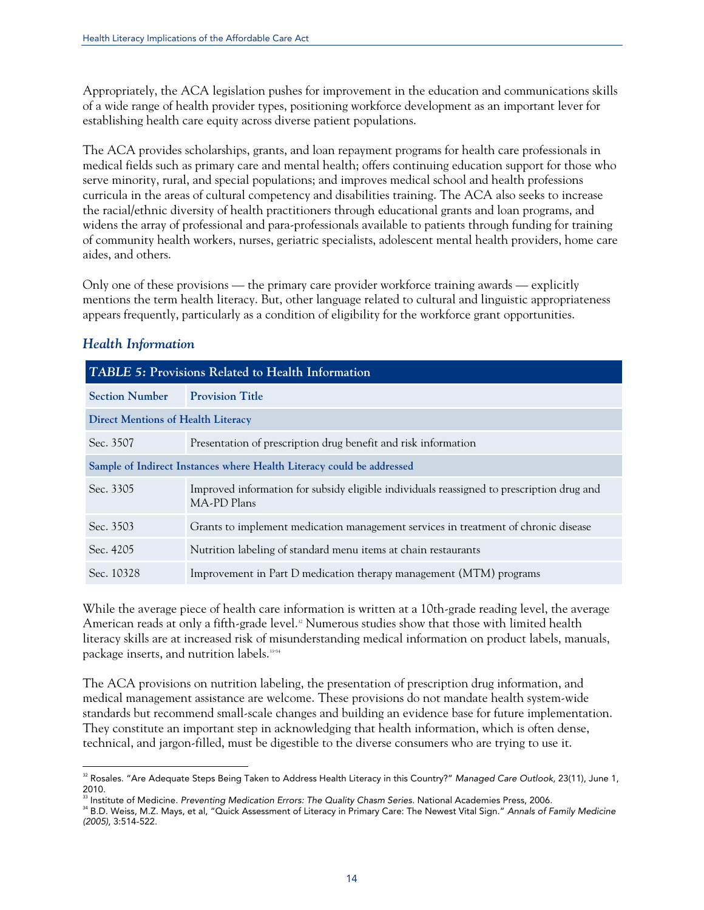Appropriately, the ACA legislation pushes for improvement in the education and communications skills of a wide range of health provider types, positioning workforce development as an important lever for establishing health care equity across diverse patient populations.

The ACA provides scholarships, grants, and loan repayment programs for health care professionals in medical fields such as primary care and mental health; offers continuing education support for those who serve minority, rural, and special populations; and improves medical school and health professions curricula in the areas of cultural competency and disabilities training. The ACA also seeks to increase the racial/ethnic diversity of health practitioners through educational grants and loan programs, and widens the array of professional and para-professionals available to patients through funding for training of community health workers, nurses, geriatric specialists, adolescent mental health providers, home care aides, and others.

Only one of these provisions — the primary care provider workforce training awards — explicitly mentions the term health literacy. But, other language related to cultural and linguistic appropriateness appears frequently, particularly as a condition of eligibility for the workforce grant opportunities.

### *Health Information*

**TABLE 5: Provisions Related to Health Information**

| Section Number | Provision Title |
|---|---|
| **Direct Mentions of Health Literacy** | |
| Sec. 3507 | Presentation of prescription drug benefit and risk information |
| **Sample of Indirect Instances where Health Literacy could be addressed** | |
| Sec. 3305 | Improved information for subsidy eligible individuals reassigned to prescription drug and MA-PD Plans |
| Sec. 3503 | Grants to implement medication management services in treatment of chronic disease |
| Sec. 4205 | Nutrition labeling of standard menu items at chain restaurants |
| Sec. 10328 | Improvement in Part D medication therapy management (MTM) programs |

While the average piece of health care information is written at a 10th-grade reading level, the average American reads at only a fifth-grade level.[32] Numerous studies show that those with limited health literacy skills are at increased risk of misunderstanding medical information on product labels, manuals, package inserts, and nutrition labels.[33,34]

The ACA provisions on nutrition labeling, the presentation of prescription drug information, and medical management assistance are welcome. These provisions do not mandate health system-wide standards but recommend small-scale changes and building an evidence base for future implementation. They constitute an important step in acknowledging that health information, which is often dense, technical, and jargon-filled, must be digestible to the diverse consumers who are trying to use it.

[32] Rosales. "Are Adequate Steps Being Taken to Address Health Literacy in this Country?" *Managed Care Outlook*, 23(11), June 1, 2010.

[33] Institute of Medicine. *Preventing Medication Errors: The Quality Chasm Series.* National Academies Press, 2006.

[34] B.D. Weiss, M.Z. Mays, et al, "Quick Assessment of Literacy in Primary Care: The Newest Vital Sign." *Annals of Family Medicine (2005)*, 3:514-522.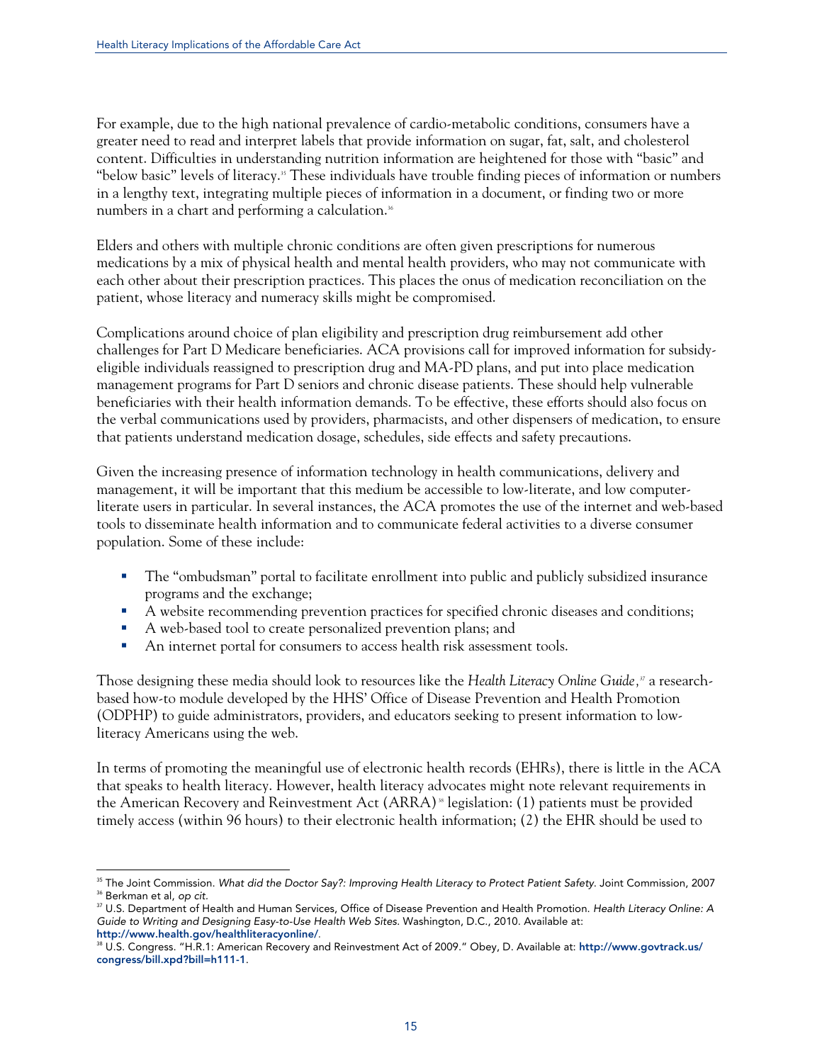For example, due to the high national prevalence of cardio-metabolic conditions, consumers have a greater need to read and interpret labels that provide information on sugar, fat, salt, and cholesterol content. Difficulties in understanding nutrition information are heightened for those with "basic" and "below basic" levels of literacy.[35] These individuals have trouble finding pieces of information or numbers in a lengthy text, integrating multiple pieces of information in a document, or finding two or more numbers in a chart and performing a calculation.[36]

Elders and others with multiple chronic conditions are often given prescriptions for numerous medications by a mix of physical health and mental health providers, who may not communicate with each other about their prescription practices. This places the onus of medication reconciliation on the patient, whose literacy and numeracy skills might be compromised.

Complications around choice of plan eligibility and prescription drug reimbursement add other challenges for Part D Medicare beneficiaries. ACA provisions call for improved information for subsidy-eligible individuals reassigned to prescription drug and MA-PD plans, and put into place medication management programs for Part D seniors and chronic disease patients. These should help vulnerable beneficiaries with their health information demands. To be effective, these efforts should also focus on the verbal communications used by providers, pharmacists, and other dispensers of medication, to ensure that patients understand medication dosage, schedules, side effects and safety precautions.

Given the increasing presence of information technology in health communications, delivery and management, it will be important that this medium be accessible to low-literate, and low computer-literate users in particular. In several instances, the ACA promotes the use of the internet and web-based tools to disseminate health information and to communicate federal activities to a diverse consumer population. Some of these include:

- The "ombudsman" portal to facilitate enrollment into public and publicly subsidized insurance programs and the exchange;
- A website recommending prevention practices for specified chronic diseases and conditions;
- A web-based tool to create personalized prevention plans; and
- An internet portal for consumers to access health risk assessment tools.

Those designing these media should look to resources like the *Health Literacy Online Guide*,[37] a research-based how-to module developed by the HHS' Office of Disease Prevention and Health Promotion (ODPHP) to guide administrators, providers, and educators seeking to present information to low-literacy Americans using the web.

In terms of promoting the meaningful use of electronic health records (EHRs), there is little in the ACA that speaks to health literacy. However, health literacy advocates might note relevant requirements in the American Recovery and Reinvestment Act (ARRA)[38] legislation: (1) patients must be provided timely access (within 96 hours) to their electronic health information; (2) the EHR should be used to

---

[35] The Joint Commission. *What did the Doctor Say?: Improving Health Literacy to Protect Patient Safety.* Joint Commission, 2007

[36] Berkman et al, *op cit.*

[37] U.S. Department of Health and Human Services, Office of Disease Prevention and Health Promotion. *Health Literacy Online: A Guide to Writing and Designing Easy-to-Use Health Web Sites.* Washington, D.C., 2010. Available at: **http://www.health.gov/healthliteracyonline/**.

[38] U.S. Congress. "H.R.1: American Recovery and Reinvestment Act of 2009." Obey, D. Available at: **http://www.govtrack.us/congress/bill.xpd?bill=h111-1**.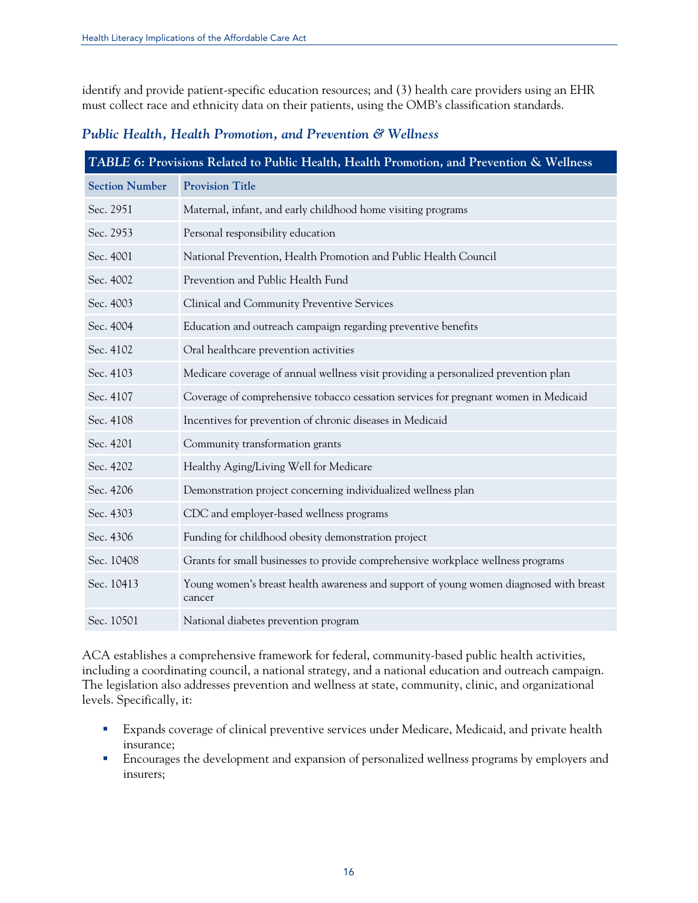identify and provide patient-specific education resources; and (3) health care providers using an EHR must collect race and ethnicity data on their patients, using the OMB's classification standards.

### *Public Health, Health Promotion, and Prevention & Wellness*

**TABLE 6: Provisions Related to Public Health, Health Promotion, and Prevention & Wellness**

| Section Number | Provision Title |
|---|---|
| Sec. 2951 | Maternal, infant, and early childhood home visiting programs |
| Sec. 2953 | Personal responsibility education |
| Sec. 4001 | National Prevention, Health Promotion and Public Health Council |
| Sec. 4002 | Prevention and Public Health Fund |
| Sec. 4003 | Clinical and Community Preventive Services |
| Sec. 4004 | Education and outreach campaign regarding preventive benefits |
| Sec. 4102 | Oral healthcare prevention activities |
| Sec. 4103 | Medicare coverage of annual wellness visit providing a personalized prevention plan |
| Sec. 4107 | Coverage of comprehensive tobacco cessation services for pregnant women in Medicaid |
| Sec. 4108 | Incentives for prevention of chronic diseases in Medicaid |
| Sec. 4201 | Community transformation grants |
| Sec. 4202 | Healthy Aging/Living Well for Medicare |
| Sec. 4206 | Demonstration project concerning individualized wellness plan |
| Sec. 4303 | CDC and employer-based wellness programs |
| Sec. 4306 | Funding for childhood obesity demonstration project |
| Sec. 10408 | Grants for small businesses to provide comprehensive workplace wellness programs |
| Sec. 10413 | Young women's breast health awareness and support of young women diagnosed with breast cancer |
| Sec. 10501 | National diabetes prevention program |

ACA establishes a comprehensive framework for federal, community-based public health activities, including a coordinating council, a national strategy, and a national education and outreach campaign. The legislation also addresses prevention and wellness at state, community, clinic, and organizational levels. Specifically, it:

- Expands coverage of clinical preventive services under Medicare, Medicaid, and private health insurance;
- Encourages the development and expansion of personalized wellness programs by employers and insurers;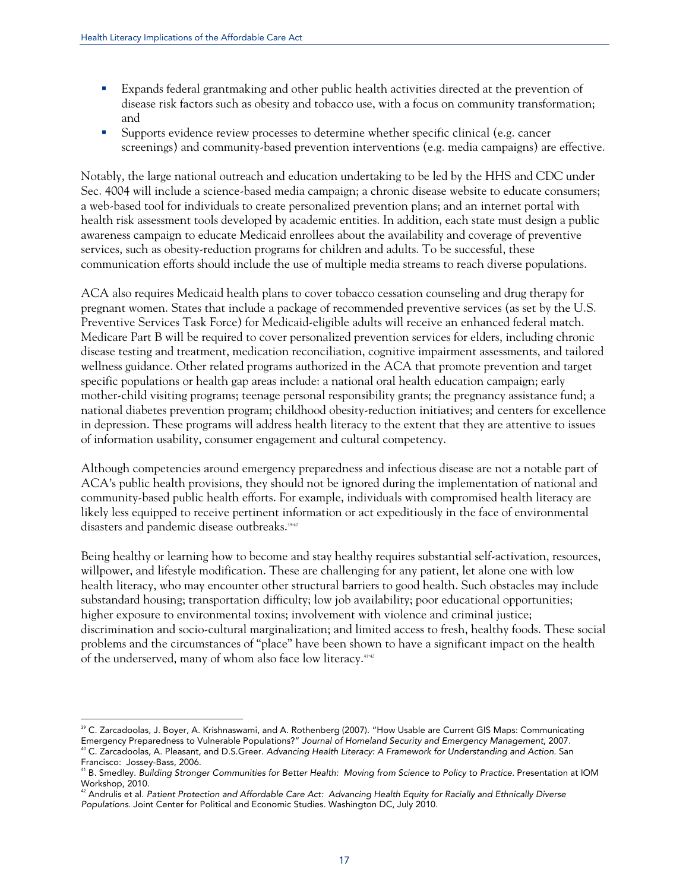- Expands federal grantmaking and other public health activities directed at the prevention of disease risk factors such as obesity and tobacco use, with a focus on community transformation; and
- Supports evidence review processes to determine whether specific clinical (e.g. cancer screenings) and community-based prevention interventions (e.g. media campaigns) are effective.

Notably, the large national outreach and education undertaking to be led by the HHS and CDC under Sec. 4004 will include a science-based media campaign; a chronic disease website to educate consumers; a web-based tool for individuals to create personalized prevention plans; and an internet portal with health risk assessment tools developed by academic entities. In addition, each state must design a public awareness campaign to educate Medicaid enrollees about the availability and coverage of preventive services, such as obesity-reduction programs for children and adults. To be successful, these communication efforts should include the use of multiple media streams to reach diverse populations.

ACA also requires Medicaid health plans to cover tobacco cessation counseling and drug therapy for pregnant women. States that include a package of recommended preventive services (as set by the U.S. Preventive Services Task Force) for Medicaid-eligible adults will receive an enhanced federal match. Medicare Part B will be required to cover personalized prevention services for elders, including chronic disease testing and treatment, medication reconciliation, cognitive impairment assessments, and tailored wellness guidance. Other related programs authorized in the ACA that promote prevention and target specific populations or health gap areas include: a national oral health education campaign; early mother-child visiting programs; teenage personal responsibility grants; the pregnancy assistance fund; a national diabetes prevention program; childhood obesity-reduction initiatives; and centers for excellence in depression. These programs will address health literacy to the extent that they are attentive to issues of information usability, consumer engagement and cultural competency.

Although competencies around emergency preparedness and infectious disease are not a notable part of ACA's public health provisions, they should not be ignored during the implementation of national and community-based public health efforts. For example, individuals with compromised health literacy are likely less equipped to receive pertinent information or act expeditiously in the face of environmental disasters and pandemic disease outbreaks.[39,40]

Being healthy or learning how to become and stay healthy requires substantial self-activation, resources, willpower, and lifestyle modification. These are challenging for any patient, let alone one with low health literacy, who may encounter other structural barriers to good health. Such obstacles may include substandard housing; transportation difficulty; low job availability; poor educational opportunities; higher exposure to environmental toxins; involvement with violence and criminal justice; discrimination and socio-cultural marginalization; and limited access to fresh, healthy foods. These social problems and the circumstances of "place" have been shown to have a significant impact on the health of the underserved, many of whom also face low literacy.[41,42]

---

[39] C. Zarcadoolas, J. Boyer, A. Krishnaswami, and A. Rothenberg (2007). "How Usable are Current GIS Maps: Communicating Emergency Preparedness to Vulnerable Populations?" *Journal of Homeland Security and Emergency Management*, 2007.

[40] C. Zarcadoolas, A. Pleasant, and D.S.Greer. *Advancing Health Literacy: A Framework for Understanding and Action*. San Francisco: Jossey-Bass, 2006.

[41] B. Smedley. *Building Stronger Communities for Better Health: Moving from Science to Policy to Practice*. Presentation at IOM Workshop, 2010.

[42] Andrulis et al. *Patient Protection and Affordable Care Act: Advancing Health Equity for Racially and Ethnically Diverse Populations*. Joint Center for Political and Economic Studies. Washington DC, July 2010.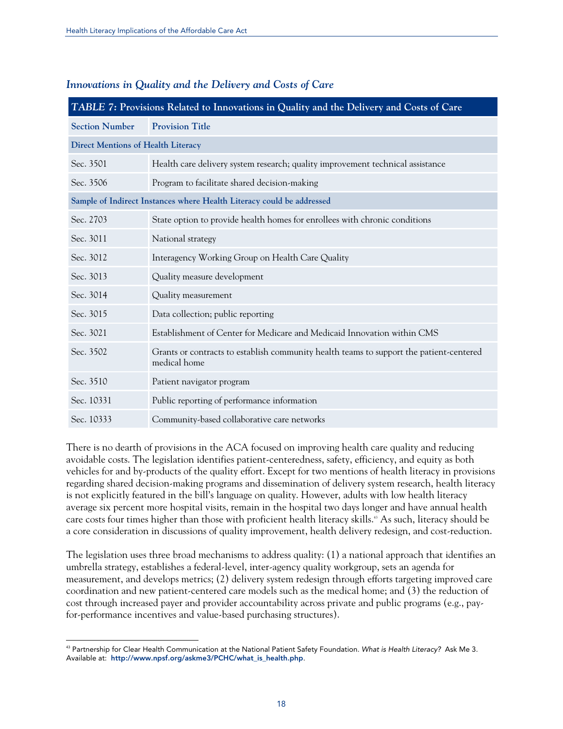### *Innovations in Quality and the Delivery and Costs of Care*

| **TABLE 7: Provisions Related to Innovations in Quality and the Delivery and Costs of Care** | |
|---|---|
| **Section Number** | **Provision Title** |
| **Direct Mentions of Health Literacy** | |
| Sec. 3501 | Health care delivery system research; quality improvement technical assistance |
| Sec. 3506 | Program to facilitate shared decision-making |
| **Sample of Indirect Instances where Health Literacy could be addressed** | |
| Sec. 2703 | State option to provide health homes for enrollees with chronic conditions |
| Sec. 3011 | National strategy |
| Sec. 3012 | Interagency Working Group on Health Care Quality |
| Sec. 3013 | Quality measure development |
| Sec. 3014 | Quality measurement |
| Sec. 3015 | Data collection; public reporting |
| Sec. 3021 | Establishment of Center for Medicare and Medicaid Innovation within CMS |
| Sec. 3502 | Grants or contracts to establish community health teams to support the patient-centered medical home |
| Sec. 3510 | Patient navigator program |
| Sec. 10331 | Public reporting of performance information |
| Sec. 10333 | Community-based collaborative care networks |

There is no dearth of provisions in the ACA focused on improving health care quality and reducing avoidable costs. The legislation identifies patient-centeredness, safety, efficiency, and equity as both vehicles for and by-products of the quality effort. Except for two mentions of health literacy in provisions regarding shared decision-making programs and dissemination of delivery system research, health literacy is not explicitly featured in the bill's language on quality. However, adults with low health literacy average six percent more hospital visits, remain in the hospital two days longer and have annual health care costs four times higher than those with proficient health literacy skills.[43] As such, literacy should be a core consideration in discussions of quality improvement, health delivery redesign, and cost-reduction.

The legislation uses three broad mechanisms to address quality: (1) a national approach that identifies an umbrella strategy, establishes a federal-level, inter-agency quality workgroup, sets an agenda for measurement, and develops metrics; (2) delivery system redesign through efforts targeting improved care coordination and new patient-centered care models such as the medical home; and (3) the reduction of cost through increased payer and provider accountability across private and public programs (e.g., pay-for-performance incentives and value-based purchasing structures).

---

[43] Partnership for Clear Health Communication at the National Patient Safety Foundation. *What is Health Literacy?* Ask Me 3. Available at: **http://www.npsf.org/askme3/PCHC/what_is_health.php**.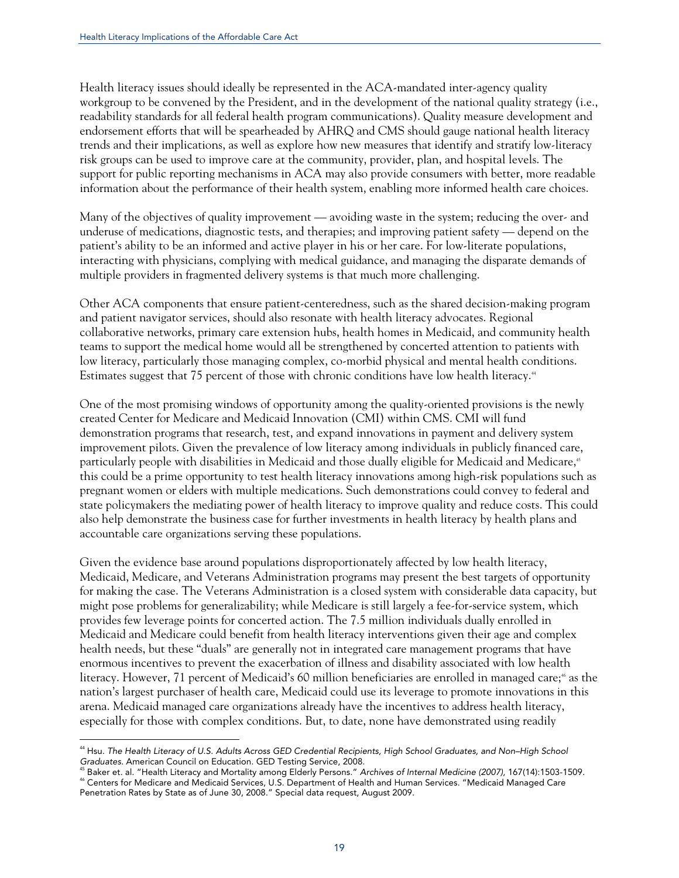Health literacy issues should ideally be represented in the ACA-mandated inter-agency quality workgroup to be convened by the President, and in the development of the national quality strategy (i.e., readability standards for all federal health program communications). Quality measure development and endorsement efforts that will be spearheaded by AHRQ and CMS should gauge national health literacy trends and their implications, as well as explore how new measures that identify and stratify low-literacy risk groups can be used to improve care at the community, provider, plan, and hospital levels. The support for public reporting mechanisms in ACA may also provide consumers with better, more readable information about the performance of their health system, enabling more informed health care choices.

Many of the objectives of quality improvement — avoiding waste in the system; reducing the over- and underuse of medications, diagnostic tests, and therapies; and improving patient safety — depend on the patient's ability to be an informed and active player in his or her care. For low-literate populations, interacting with physicians, complying with medical guidance, and managing the disparate demands of multiple providers in fragmented delivery systems is that much more challenging.

Other ACA components that ensure patient-centeredness, such as the shared decision-making program and patient navigator services, should also resonate with health literacy advocates. Regional collaborative networks, primary care extension hubs, health homes in Medicaid, and community health teams to support the medical home would all be strengthened by concerted attention to patients with low literacy, particularly those managing complex, co-morbid physical and mental health conditions. Estimates suggest that 75 percent of those with chronic conditions have low health literacy.[44]

One of the most promising windows of opportunity among the quality-oriented provisions is the newly created Center for Medicare and Medicaid Innovation (CMI) within CMS. CMI will fund demonstration programs that research, test, and expand innovations in payment and delivery system improvement pilots. Given the prevalence of low literacy among individuals in publicly financed care, particularly people with disabilities in Medicaid and those dually eligible for Medicaid and Medicare,[45] this could be a prime opportunity to test health literacy innovations among high-risk populations such as pregnant women or elders with multiple medications. Such demonstrations could convey to federal and state policymakers the mediating power of health literacy to improve quality and reduce costs. This could also help demonstrate the business case for further investments in health literacy by health plans and accountable care organizations serving these populations.

Given the evidence base around populations disproportionately affected by low health literacy, Medicaid, Medicare, and Veterans Administration programs may present the best targets of opportunity for making the case. The Veterans Administration is a closed system with considerable data capacity, but might pose problems for generalizability; while Medicare is still largely a fee-for-service system, which provides few leverage points for concerted action. The 7.5 million individuals dually enrolled in Medicaid and Medicare could benefit from health literacy interventions given their age and complex health needs, but these "duals" are generally not in integrated care management programs that have enormous incentives to prevent the exacerbation of illness and disability associated with low health literacy. However, 71 percent of Medicaid's 60 million beneficiaries are enrolled in managed care;[46] as the nation's largest purchaser of health care, Medicaid could use its leverage to promote innovations in this arena. Medicaid managed care organizations already have the incentives to address health literacy, especially for those with complex conditions. But, to date, none have demonstrated using readily

---

[44] Hsu. *The Health Literacy of U.S. Adults Across GED Credential Recipients, High School Graduates, and Non–High School Graduates.* American Council on Education. GED Testing Service, 2008.

[45] Baker et. al. "Health Literacy and Mortality among Elderly Persons." *Archives of Internal Medicine (2007),* 167(14):1503-1509.

[46] Centers for Medicare and Medicaid Services, U.S. Department of Health and Human Services. "Medicaid Managed Care Penetration Rates by State as of June 30, 2008." Special data request, August 2009.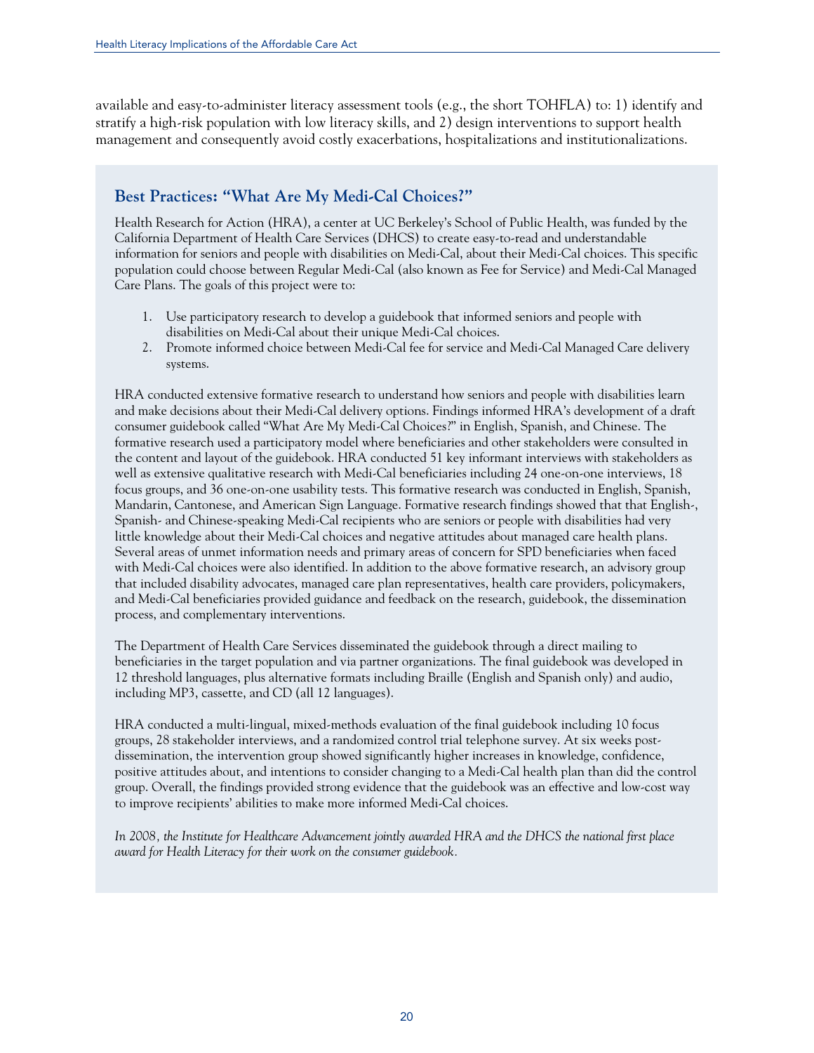available and easy-to-administer literacy assessment tools (e.g., the short TOHFLA) to: 1) identify and stratify a high-risk population with low literacy skills, and 2) design interventions to support health management and consequently avoid costly exacerbations, hospitalizations and institutionalizations.

## Best Practices: "What Are My Medi-Cal Choices?"

Health Research for Action (HRA), a center at UC Berkeley's School of Public Health, was funded by the California Department of Health Care Services (DHCS) to create easy-to-read and understandable information for seniors and people with disabilities on Medi-Cal, about their Medi-Cal choices. This specific population could choose between Regular Medi-Cal (also known as Fee for Service) and Medi-Cal Managed Care Plans. The goals of this project were to:

1. Use participatory research to develop a guidebook that informed seniors and people with disabilities on Medi-Cal about their unique Medi-Cal choices.
2. Promote informed choice between Medi-Cal fee for service and Medi-Cal Managed Care delivery systems.

HRA conducted extensive formative research to understand how seniors and people with disabilities learn and make decisions about their Medi-Cal delivery options. Findings informed HRA's development of a draft consumer guidebook called "What Are My Medi-Cal Choices?" in English, Spanish, and Chinese. The formative research used a participatory model where beneficiaries and other stakeholders were consulted in the content and layout of the guidebook. HRA conducted 51 key informant interviews with stakeholders as well as extensive qualitative research with Medi-Cal beneficiaries including 24 one-on-one interviews, 18 focus groups, and 36 one-on-one usability tests. This formative research was conducted in English, Spanish, Mandarin, Cantonese, and American Sign Language. Formative research findings showed that that English-, Spanish- and Chinese-speaking Medi-Cal recipients who are seniors or people with disabilities had very little knowledge about their Medi-Cal choices and negative attitudes about managed care health plans. Several areas of unmet information needs and primary areas of concern for SPD beneficiaries when faced with Medi-Cal choices were also identified. In addition to the above formative research, an advisory group that included disability advocates, managed care plan representatives, health care providers, policymakers, and Medi-Cal beneficiaries provided guidance and feedback on the research, guidebook, the dissemination process, and complementary interventions.

The Department of Health Care Services disseminated the guidebook through a direct mailing to beneficiaries in the target population and via partner organizations. The final guidebook was developed in 12 threshold languages, plus alternative formats including Braille (English and Spanish only) and audio, including MP3, cassette, and CD (all 12 languages).

HRA conducted a multi-lingual, mixed-methods evaluation of the final guidebook including 10 focus groups, 28 stakeholder interviews, and a randomized control trial telephone survey. At six weeks post-dissemination, the intervention group showed significantly higher increases in knowledge, confidence, positive attitudes about, and intentions to consider changing to a Medi-Cal health plan than did the control group. Overall, the findings provided strong evidence that the guidebook was an effective and low-cost way to improve recipients' abilities to make more informed Medi-Cal choices.

*In 2008, the Institute for Healthcare Advancement jointly awarded HRA and the DHCS the national first place award for Health Literacy for their work on the consumer guidebook.*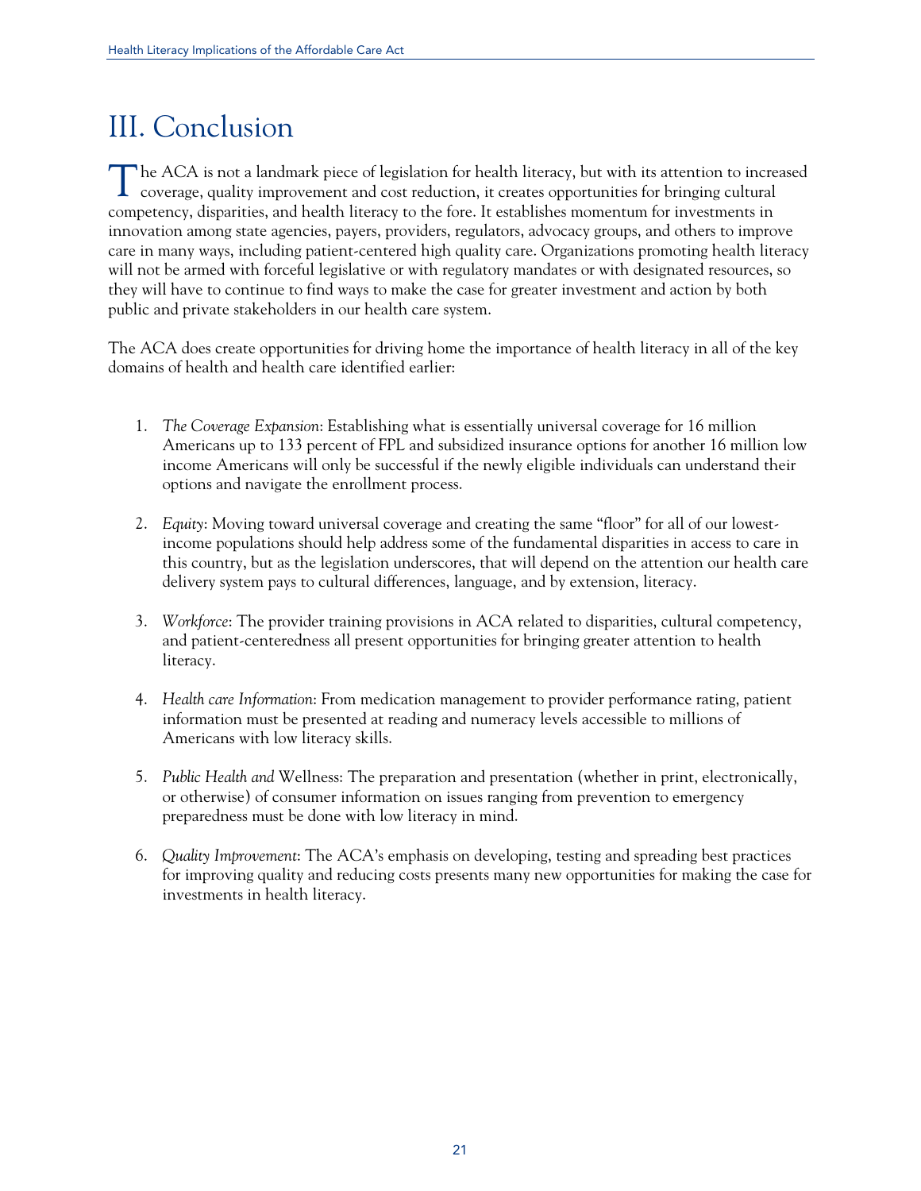# III. Conclusion

The ACA is not a landmark piece of legislation for health literacy, but with its attention to increased coverage, quality improvement and cost reduction, it creates opportunities for bringing cultural competency, disparities, and health literacy to the fore. It establishes momentum for investments in innovation among state agencies, payers, providers, regulators, advocacy groups, and others to improve care in many ways, including patient-centered high quality care. Organizations promoting health literacy will not be armed with forceful legislative or with regulatory mandates or with designated resources, so they will have to continue to find ways to make the case for greater investment and action by both public and private stakeholders in our health care system.

The ACA does create opportunities for driving home the importance of health literacy in all of the key domains of health and health care identified earlier:

1. *The Coverage Expansion*: Establishing what is essentially universal coverage for 16 million Americans up to 133 percent of FPL and subsidized insurance options for another 16 million low income Americans will only be successful if the newly eligible individuals can understand their options and navigate the enrollment process.

2. *Equity*: Moving toward universal coverage and creating the same "floor" for all of our lowest-income populations should help address some of the fundamental disparities in access to care in this country, but as the legislation underscores, that will depend on the attention our health care delivery system pays to cultural differences, language, and by extension, literacy.

3. *Workforce*: The provider training provisions in ACA related to disparities, cultural competency, and patient-centeredness all present opportunities for bringing greater attention to health literacy.

4. *Health care Information*: From medication management to provider performance rating, patient information must be presented at reading and numeracy levels accessible to millions of Americans with low literacy skills.

5. *Public Health and* Wellness: The preparation and presentation (whether in print, electronically, or otherwise) of consumer information on issues ranging from prevention to emergency preparedness must be done with low literacy in mind.

6. *Quality Improvement*: The ACA's emphasis on developing, testing and spreading best practices for improving quality and reducing costs presents many new opportunities for making the case for investments in health literacy.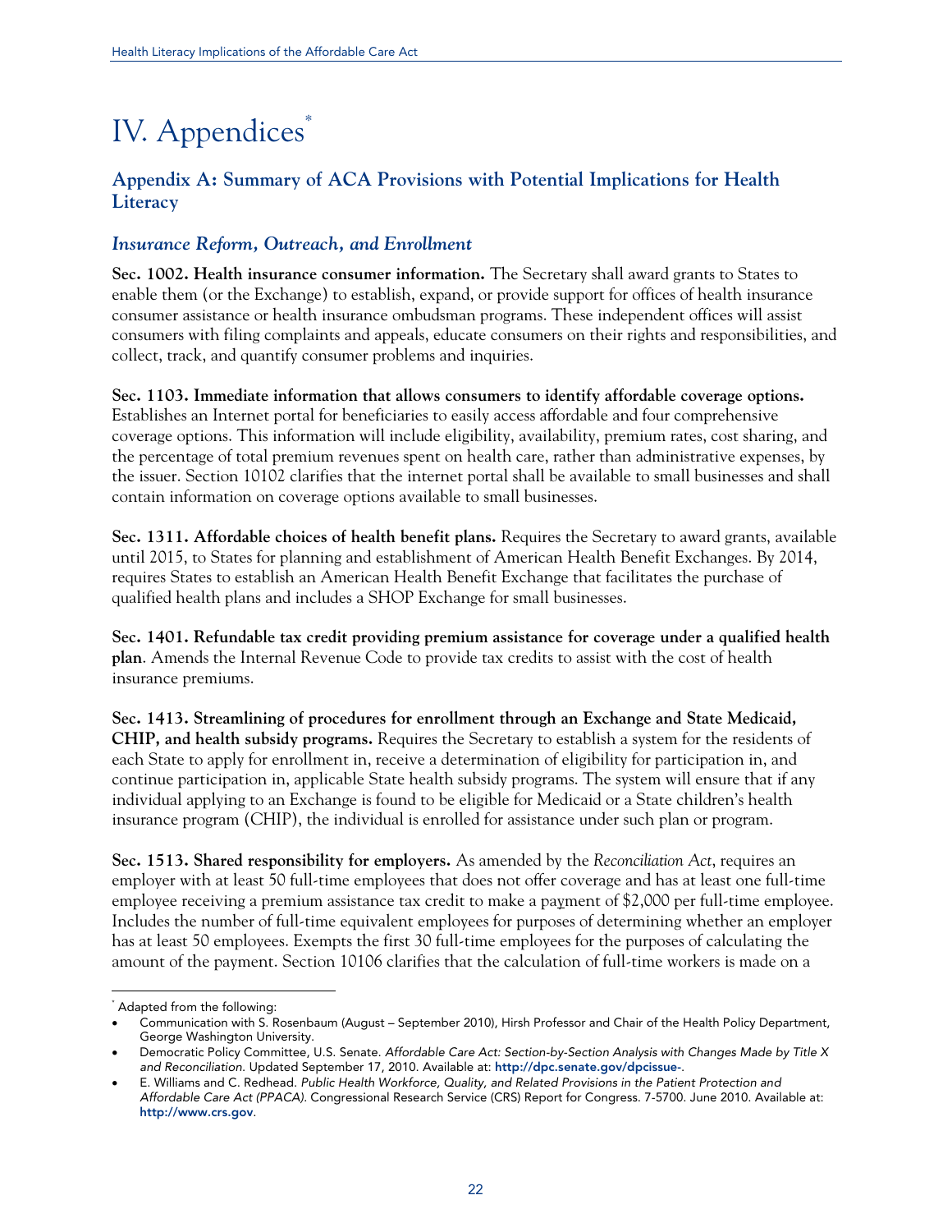# IV. Appendices[*]

## Appendix A: Summary of ACA Provisions with Potential Implications for Health Literacy

### *Insurance Reform, Outreach, and Enrollment*

**Sec. 1002. Health insurance consumer information.** The Secretary shall award grants to States to enable them (or the Exchange) to establish, expand, or provide support for offices of health insurance consumer assistance or health insurance ombudsman programs. These independent offices will assist consumers with filing complaints and appeals, educate consumers on their rights and responsibilities, and collect, track, and quantify consumer problems and inquiries.

**Sec. 1103. Immediate information that allows consumers to identify affordable coverage options.** Establishes an Internet portal for beneficiaries to easily access affordable and four comprehensive coverage options. This information will include eligibility, availability, premium rates, cost sharing, and the percentage of total premium revenues spent on health care, rather than administrative expenses, by the issuer. Section 10102 clarifies that the internet portal shall be available to small businesses and shall contain information on coverage options available to small businesses.

**Sec. 1311. Affordable choices of health benefit plans.** Requires the Secretary to award grants, available until 2015, to States for planning and establishment of American Health Benefit Exchanges. By 2014, requires States to establish an American Health Benefit Exchange that facilitates the purchase of qualified health plans and includes a SHOP Exchange for small businesses.

**Sec. 1401. Refundable tax credit providing premium assistance for coverage under a qualified health plan**. Amends the Internal Revenue Code to provide tax credits to assist with the cost of health insurance premiums.

**Sec. 1413. Streamlining of procedures for enrollment through an Exchange and State Medicaid, CHIP, and health subsidy programs.** Requires the Secretary to establish a system for the residents of each State to apply for enrollment in, receive a determination of eligibility for participation in, and continue participation in, applicable State health subsidy programs. The system will ensure that if any individual applying to an Exchange is found to be eligible for Medicaid or a State children's health insurance program (CHIP), the individual is enrolled for assistance under such plan or program.

**Sec. 1513. Shared responsibility for employers.** As amended by the *Reconciliation Act*, requires an employer with at least 50 full-time employees that does not offer coverage and has at least one full-time employee receiving a premium assistance tax credit to make a payment of $2,000 per full-time employee. Includes the number of full-time equivalent employees for purposes of determining whether an employer has at least 50 employees. Exempts the first 30 full-time employees for the purposes of calculating the amount of the payment. Section 10106 clarifies that the calculation of full-time workers is made on a

---

[*] Adapted from the following:

- Communication with S. Rosenbaum (August – September 2010), Hirsh Professor and Chair of the Health Policy Department, George Washington University.
- Democratic Policy Committee, U.S. Senate. *Affordable Care Act: Section-by-Section Analysis with Changes Made by Title X and Reconciliation.* Updated September 17, 2010. Available at: **http://dpc.senate.gov/dpcissue-**.
- E. Williams and C. Redhead. *Public Health Workforce, Quality, and Related Provisions in the Patient Protection and Affordable Care Act (PPACA).* Congressional Research Service (CRS) Report for Congress. 7-5700. June 2010. Available at: **http://www.crs.gov**.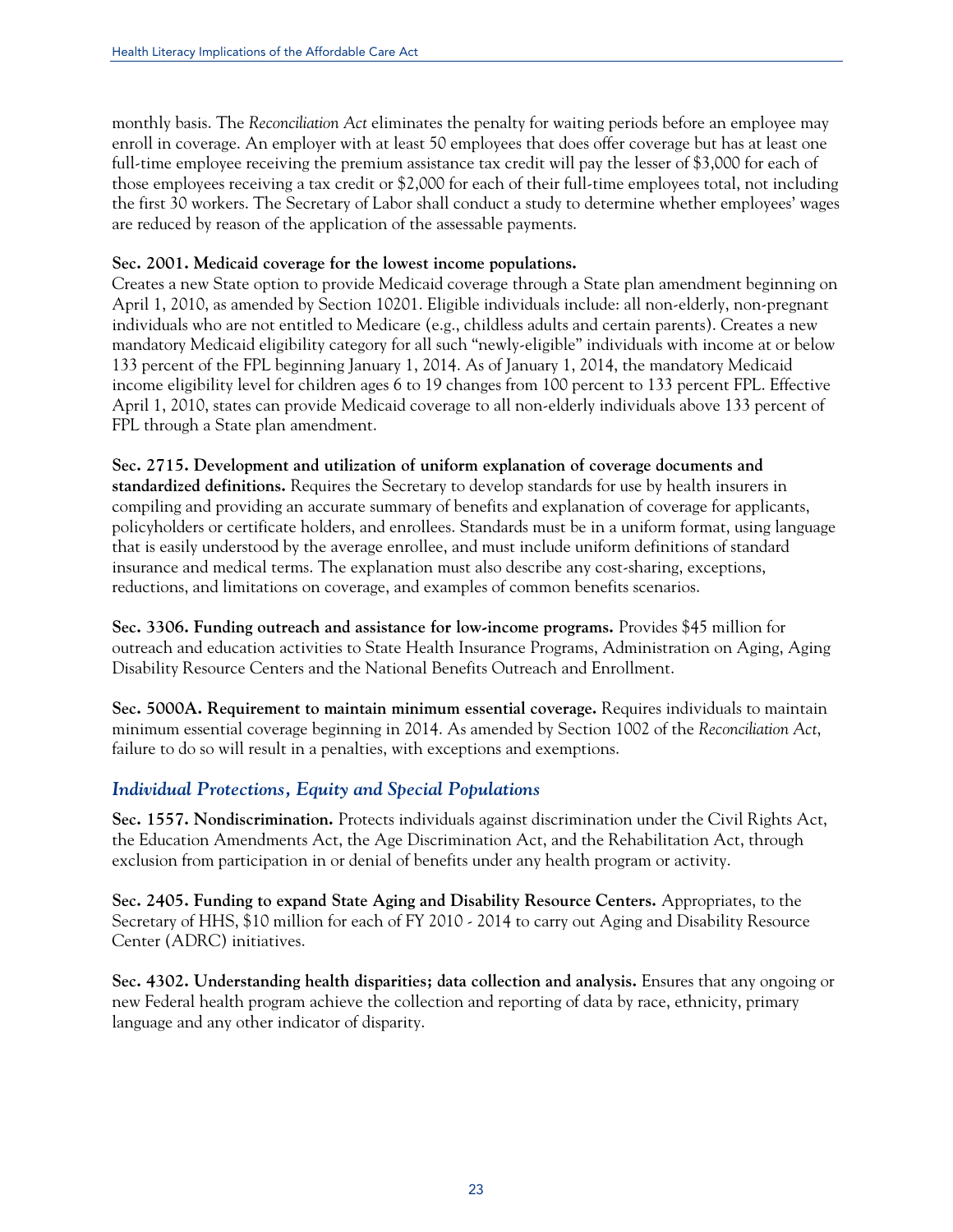monthly basis. The *Reconciliation Act* eliminates the penalty for waiting periods before an employee may enroll in coverage. An employer with at least 50 employees that does offer coverage but has at least one full-time employee receiving the premium assistance tax credit will pay the lesser of $3,000 for each of those employees receiving a tax credit or $2,000 for each of their full-time employees total, not including the first 30 workers. The Secretary of Labor shall conduct a study to determine whether employees' wages are reduced by reason of the application of the assessable payments.

**Sec. 2001. Medicaid coverage for the lowest income populations.**
Creates a new State option to provide Medicaid coverage through a State plan amendment beginning on April 1, 2010, as amended by Section 10201. Eligible individuals include: all non-elderly, non-pregnant individuals who are not entitled to Medicare (e.g., childless adults and certain parents). Creates a new mandatory Medicaid eligibility category for all such "newly-eligible" individuals with income at or below 133 percent of the FPL beginning January 1, 2014. As of January 1, 2014, the mandatory Medicaid income eligibility level for children ages 6 to 19 changes from 100 percent to 133 percent FPL. Effective April 1, 2010, states can provide Medicaid coverage to all non-elderly individuals above 133 percent of FPL through a State plan amendment.

**Sec. 2715. Development and utilization of uniform explanation of coverage documents and standardized definitions.** Requires the Secretary to develop standards for use by health insurers in compiling and providing an accurate summary of benefits and explanation of coverage for applicants, policyholders or certificate holders, and enrollees. Standards must be in a uniform format, using language that is easily understood by the average enrollee, and must include uniform definitions of standard insurance and medical terms. The explanation must also describe any cost-sharing, exceptions, reductions, and limitations on coverage, and examples of common benefits scenarios.

**Sec. 3306. Funding outreach and assistance for low-income programs.** Provides $45 million for outreach and education activities to State Health Insurance Programs, Administration on Aging, Aging Disability Resource Centers and the National Benefits Outreach and Enrollment.

**Sec. 5000A. Requirement to maintain minimum essential coverage.** Requires individuals to maintain minimum essential coverage beginning in 2014. As amended by Section 1002 of the *Reconciliation Act*, failure to do so will result in a penalties, with exceptions and exemptions.

## *Individual Protections, Equity and Special Populations*

**Sec. 1557. Nondiscrimination.** Protects individuals against discrimination under the Civil Rights Act, the Education Amendments Act, the Age Discrimination Act, and the Rehabilitation Act, through exclusion from participation in or denial of benefits under any health program or activity.

**Sec. 2405. Funding to expand State Aging and Disability Resource Centers.** Appropriates, to the Secretary of HHS, $10 million for each of FY 2010 - 2014 to carry out Aging and Disability Resource Center (ADRC) initiatives.

**Sec. 4302. Understanding health disparities; data collection and analysis.** Ensures that any ongoing or new Federal health program achieve the collection and reporting of data by race, ethnicity, primary language and any other indicator of disparity.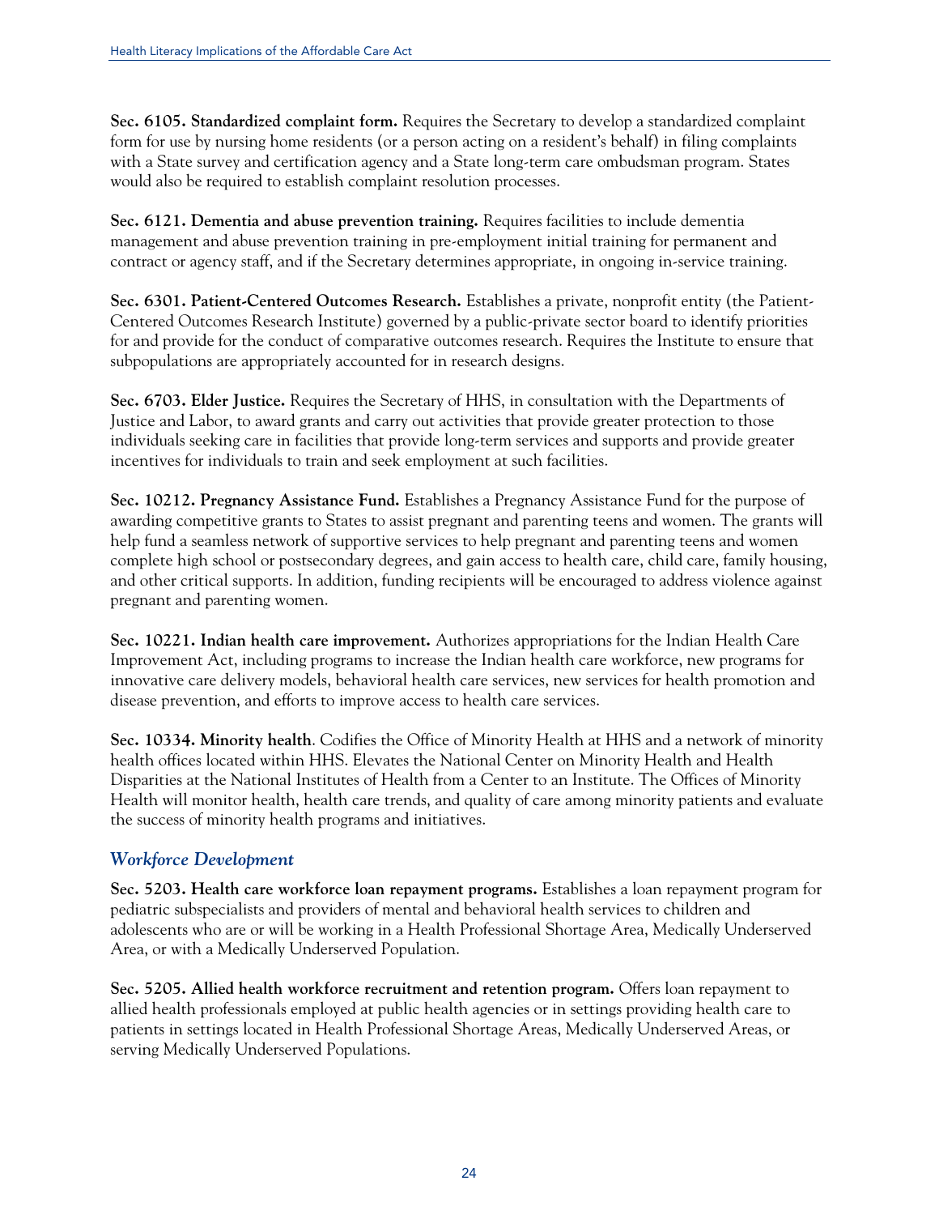**Sec. 6105. Standardized complaint form.** Requires the Secretary to develop a standardized complaint form for use by nursing home residents (or a person acting on a resident's behalf) in filing complaints with a State survey and certification agency and a State long-term care ombudsman program. States would also be required to establish complaint resolution processes.

**Sec. 6121. Dementia and abuse prevention training.** Requires facilities to include dementia management and abuse prevention training in pre-employment initial training for permanent and contract or agency staff, and if the Secretary determines appropriate, in ongoing in-service training.

**Sec. 6301. Patient-Centered Outcomes Research.** Establishes a private, nonprofit entity (the Patient-Centered Outcomes Research Institute) governed by a public-private sector board to identify priorities for and provide for the conduct of comparative outcomes research. Requires the Institute to ensure that subpopulations are appropriately accounted for in research designs.

**Sec. 6703. Elder Justice.** Requires the Secretary of HHS, in consultation with the Departments of Justice and Labor, to award grants and carry out activities that provide greater protection to those individuals seeking care in facilities that provide long-term services and supports and provide greater incentives for individuals to train and seek employment at such facilities.

**Sec. 10212. Pregnancy Assistance Fund.** Establishes a Pregnancy Assistance Fund for the purpose of awarding competitive grants to States to assist pregnant and parenting teens and women. The grants will help fund a seamless network of supportive services to help pregnant and parenting teens and women complete high school or postsecondary degrees, and gain access to health care, child care, family housing, and other critical supports. In addition, funding recipients will be encouraged to address violence against pregnant and parenting women.

**Sec. 10221. Indian health care improvement.** Authorizes appropriations for the Indian Health Care Improvement Act, including programs to increase the Indian health care workforce, new programs for innovative care delivery models, behavioral health care services, new services for health promotion and disease prevention, and efforts to improve access to health care services.

**Sec. 10334. Minority health**. Codifies the Office of Minority Health at HHS and a network of minority health offices located within HHS. Elevates the National Center on Minority Health and Health Disparities at the National Institutes of Health from a Center to an Institute. The Offices of Minority Health will monitor health, health care trends, and quality of care among minority patients and evaluate the success of minority health programs and initiatives.

### *Workforce Development*

**Sec. 5203. Health care workforce loan repayment programs.** Establishes a loan repayment program for pediatric subspecialists and providers of mental and behavioral health services to children and adolescents who are or will be working in a Health Professional Shortage Area, Medically Underserved Area, or with a Medically Underserved Population.

**Sec. 5205. Allied health workforce recruitment and retention program.** Offers loan repayment to allied health professionals employed at public health agencies or in settings providing health care to patients in settings located in Health Professional Shortage Areas, Medically Underserved Areas, or serving Medically Underserved Populations.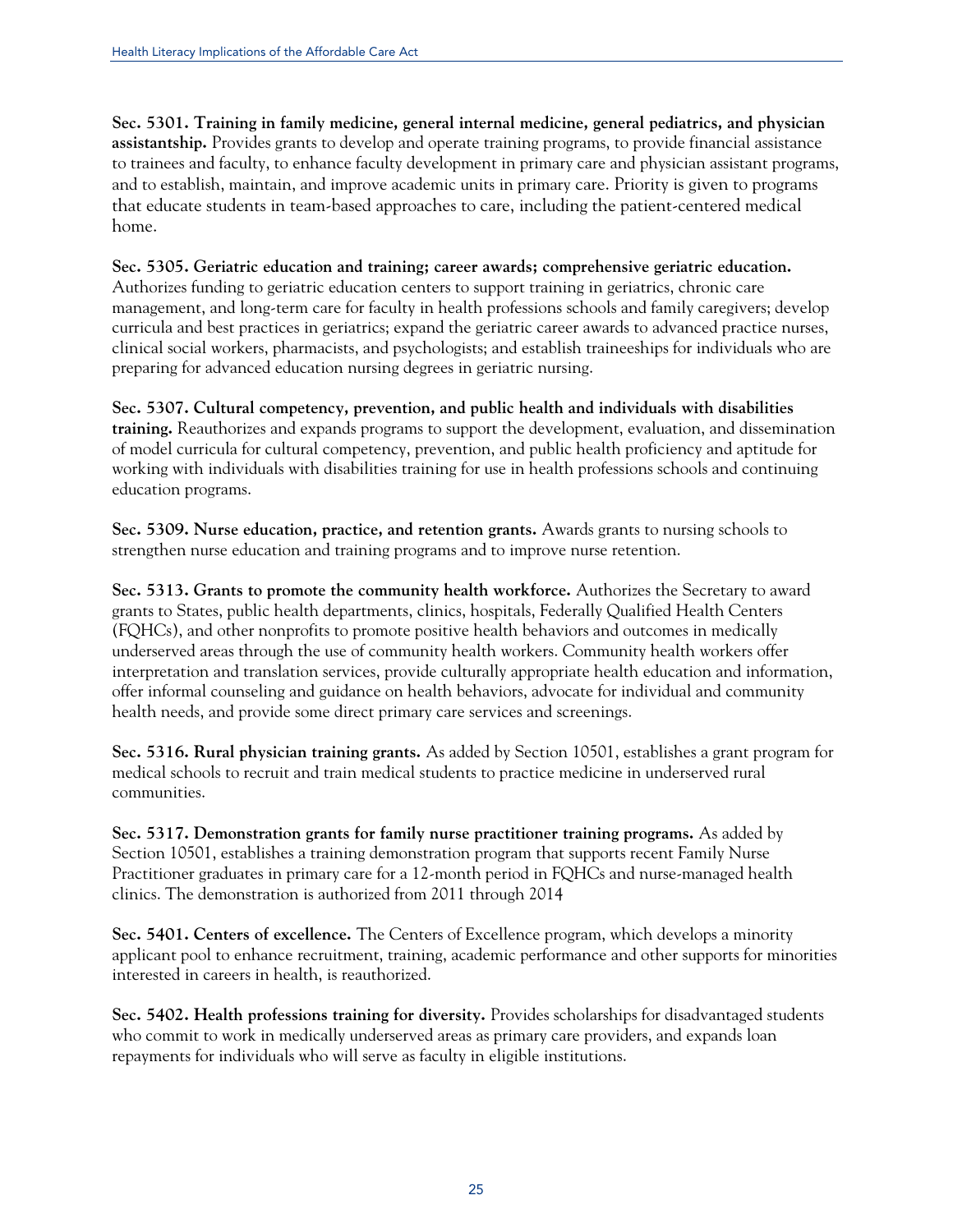**Sec. 5301. Training in family medicine, general internal medicine, general pediatrics, and physician assistantship.** Provides grants to develop and operate training programs, to provide financial assistance to trainees and faculty, to enhance faculty development in primary care and physician assistant programs, and to establish, maintain, and improve academic units in primary care. Priority is given to programs that educate students in team-based approaches to care, including the patient-centered medical home.

**Sec. 5305. Geriatric education and training; career awards; comprehensive geriatric education.** Authorizes funding to geriatric education centers to support training in geriatrics, chronic care management, and long-term care for faculty in health professions schools and family caregivers; develop curricula and best practices in geriatrics; expand the geriatric career awards to advanced practice nurses, clinical social workers, pharmacists, and psychologists; and establish traineeships for individuals who are preparing for advanced education nursing degrees in geriatric nursing.

**Sec. 5307. Cultural competency, prevention, and public health and individuals with disabilities training.** Reauthorizes and expands programs to support the development, evaluation, and dissemination of model curricula for cultural competency, prevention, and public health proficiency and aptitude for working with individuals with disabilities training for use in health professions schools and continuing education programs.

**Sec. 5309. Nurse education, practice, and retention grants.** Awards grants to nursing schools to strengthen nurse education and training programs and to improve nurse retention.

**Sec. 5313. Grants to promote the community health workforce.** Authorizes the Secretary to award grants to States, public health departments, clinics, hospitals, Federally Qualified Health Centers (FQHCs), and other nonprofits to promote positive health behaviors and outcomes in medically underserved areas through the use of community health workers. Community health workers offer interpretation and translation services, provide culturally appropriate health education and information, offer informal counseling and guidance on health behaviors, advocate for individual and community health needs, and provide some direct primary care services and screenings.

**Sec. 5316. Rural physician training grants.** As added by Section 10501, establishes a grant program for medical schools to recruit and train medical students to practice medicine in underserved rural communities.

**Sec. 5317. Demonstration grants for family nurse practitioner training programs.** As added by Section 10501, establishes a training demonstration program that supports recent Family Nurse Practitioner graduates in primary care for a 12-month period in FQHCs and nurse-managed health clinics. The demonstration is authorized from 2011 through 2014

**Sec. 5401. Centers of excellence.** The Centers of Excellence program, which develops a minority applicant pool to enhance recruitment, training, academic performance and other supports for minorities interested in careers in health, is reauthorized.

**Sec. 5402. Health professions training for diversity.** Provides scholarships for disadvantaged students who commit to work in medically underserved areas as primary care providers, and expands loan repayments for individuals who will serve as faculty in eligible institutions.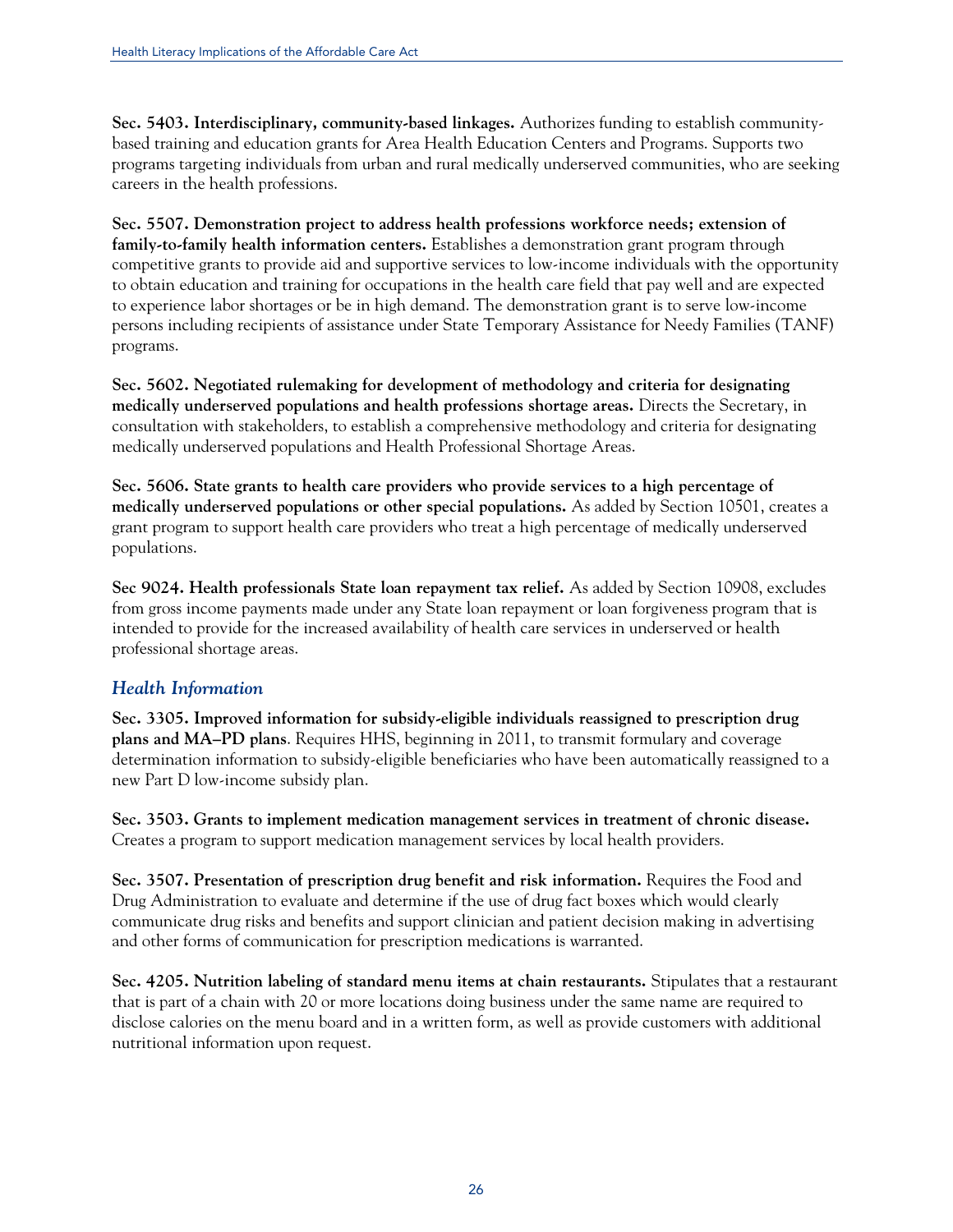**Sec. 5403. Interdisciplinary, community-based linkages.** Authorizes funding to establish community-based training and education grants for Area Health Education Centers and Programs. Supports two programs targeting individuals from urban and rural medically underserved communities, who are seeking careers in the health professions.

**Sec. 5507. Demonstration project to address health professions workforce needs; extension of family-to-family health information centers.** Establishes a demonstration grant program through competitive grants to provide aid and supportive services to low-income individuals with the opportunity to obtain education and training for occupations in the health care field that pay well and are expected to experience labor shortages or be in high demand. The demonstration grant is to serve low-income persons including recipients of assistance under State Temporary Assistance for Needy Families (TANF) programs.

**Sec. 5602. Negotiated rulemaking for development of methodology and criteria for designating medically underserved populations and health professions shortage areas.** Directs the Secretary, in consultation with stakeholders, to establish a comprehensive methodology and criteria for designating medically underserved populations and Health Professional Shortage Areas.

**Sec. 5606. State grants to health care providers who provide services to a high percentage of medically underserved populations or other special populations.** As added by Section 10501, creates a grant program to support health care providers who treat a high percentage of medically underserved populations.

**Sec 9024. Health professionals State loan repayment tax relief.** As added by Section 10908, excludes from gross income payments made under any State loan repayment or loan forgiveness program that is intended to provide for the increased availability of health care services in underserved or health professional shortage areas.

## *Health Information*

**Sec. 3305. Improved information for subsidy-eligible individuals reassigned to prescription drug plans and MA–PD plans**. Requires HHS, beginning in 2011, to transmit formulary and coverage determination information to subsidy-eligible beneficiaries who have been automatically reassigned to a new Part D low-income subsidy plan.

**Sec. 3503. Grants to implement medication management services in treatment of chronic disease.** Creates a program to support medication management services by local health providers.

**Sec. 3507. Presentation of prescription drug benefit and risk information.** Requires the Food and Drug Administration to evaluate and determine if the use of drug fact boxes which would clearly communicate drug risks and benefits and support clinician and patient decision making in advertising and other forms of communication for prescription medications is warranted.

**Sec. 4205. Nutrition labeling of standard menu items at chain restaurants.** Stipulates that a restaurant that is part of a chain with 20 or more locations doing business under the same name are required to disclose calories on the menu board and in a written form, as well as provide customers with additional nutritional information upon request.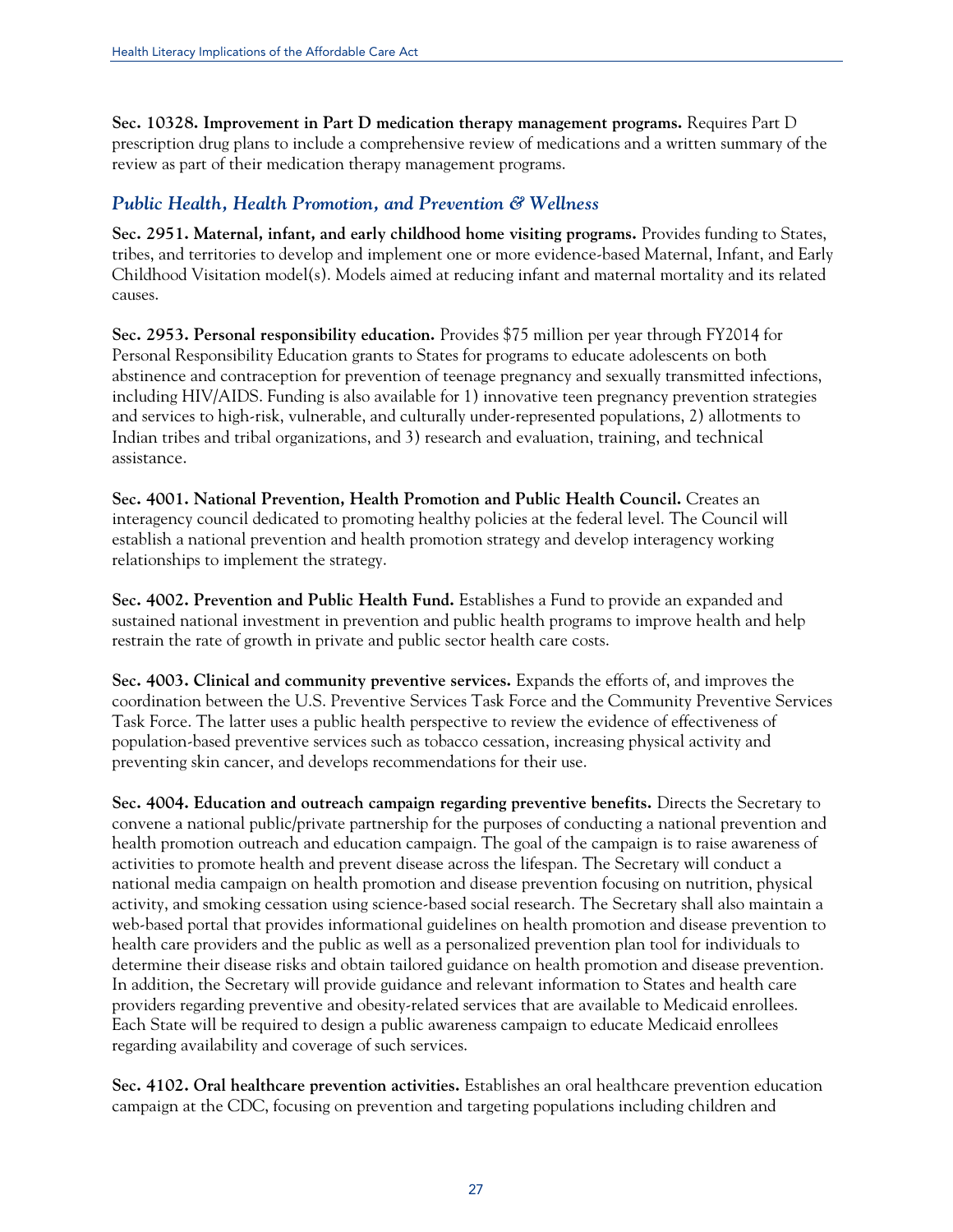**Sec. 10328. Improvement in Part D medication therapy management programs.** Requires Part D prescription drug plans to include a comprehensive review of medications and a written summary of the review as part of their medication therapy management programs.

### *Public Health, Health Promotion, and Prevention & Wellness*

**Sec. 2951. Maternal, infant, and early childhood home visiting programs.** Provides funding to States, tribes, and territories to develop and implement one or more evidence-based Maternal, Infant, and Early Childhood Visitation model(s). Models aimed at reducing infant and maternal mortality and its related causes.

**Sec. 2953. Personal responsibility education.** Provides $75 million per year through FY2014 for Personal Responsibility Education grants to States for programs to educate adolescents on both abstinence and contraception for prevention of teenage pregnancy and sexually transmitted infections, including HIV/AIDS. Funding is also available for 1) innovative teen pregnancy prevention strategies and services to high-risk, vulnerable, and culturally under-represented populations, 2) allotments to Indian tribes and tribal organizations, and 3) research and evaluation, training, and technical assistance.

**Sec. 4001. National Prevention, Health Promotion and Public Health Council.** Creates an interagency council dedicated to promoting healthy policies at the federal level. The Council will establish a national prevention and health promotion strategy and develop interagency working relationships to implement the strategy.

**Sec. 4002. Prevention and Public Health Fund.** Establishes a Fund to provide an expanded and sustained national investment in prevention and public health programs to improve health and help restrain the rate of growth in private and public sector health care costs.

**Sec. 4003. Clinical and community preventive services.** Expands the efforts of, and improves the coordination between the U.S. Preventive Services Task Force and the Community Preventive Services Task Force. The latter uses a public health perspective to review the evidence of effectiveness of population-based preventive services such as tobacco cessation, increasing physical activity and preventing skin cancer, and develops recommendations for their use.

**Sec. 4004. Education and outreach campaign regarding preventive benefits.** Directs the Secretary to convene a national public/private partnership for the purposes of conducting a national prevention and health promotion outreach and education campaign. The goal of the campaign is to raise awareness of activities to promote health and prevent disease across the lifespan. The Secretary will conduct a national media campaign on health promotion and disease prevention focusing on nutrition, physical activity, and smoking cessation using science-based social research. The Secretary shall also maintain a web-based portal that provides informational guidelines on health promotion and disease prevention to health care providers and the public as well as a personalized prevention plan tool for individuals to determine their disease risks and obtain tailored guidance on health promotion and disease prevention. In addition, the Secretary will provide guidance and relevant information to States and health care providers regarding preventive and obesity-related services that are available to Medicaid enrollees. Each State will be required to design a public awareness campaign to educate Medicaid enrollees regarding availability and coverage of such services.

**Sec. 4102. Oral healthcare prevention activities.** Establishes an oral healthcare prevention education campaign at the CDC, focusing on prevention and targeting populations including children and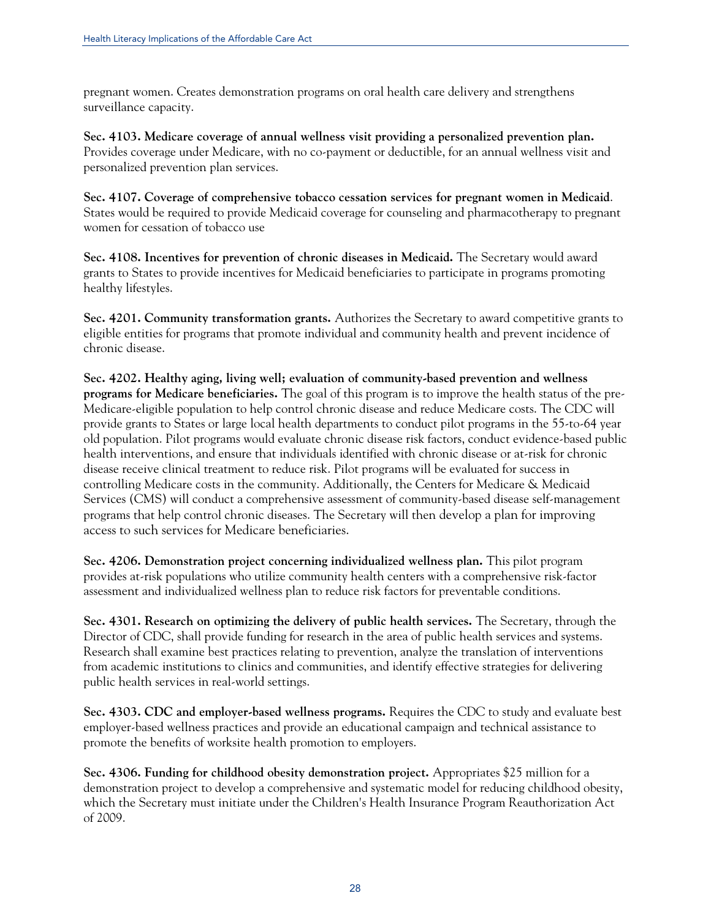pregnant women. Creates demonstration programs on oral health care delivery and strengthens surveillance capacity.

**Sec. 4103. Medicare coverage of annual wellness visit providing a personalized prevention plan.** Provides coverage under Medicare, with no co-payment or deductible, for an annual wellness visit and personalized prevention plan services.

**Sec. 4107. Coverage of comprehensive tobacco cessation services for pregnant women in Medicaid**. States would be required to provide Medicaid coverage for counseling and pharmacotherapy to pregnant women for cessation of tobacco use

**Sec. 4108. Incentives for prevention of chronic diseases in Medicaid.** The Secretary would award grants to States to provide incentives for Medicaid beneficiaries to participate in programs promoting healthy lifestyles.

**Sec. 4201. Community transformation grants.** Authorizes the Secretary to award competitive grants to eligible entities for programs that promote individual and community health and prevent incidence of chronic disease.

**Sec. 4202. Healthy aging, living well; evaluation of community-based prevention and wellness programs for Medicare beneficiaries.** The goal of this program is to improve the health status of the pre-Medicare-eligible population to help control chronic disease and reduce Medicare costs. The CDC will provide grants to States or large local health departments to conduct pilot programs in the 55-to-64 year old population. Pilot programs would evaluate chronic disease risk factors, conduct evidence-based public health interventions, and ensure that individuals identified with chronic disease or at-risk for chronic disease receive clinical treatment to reduce risk. Pilot programs will be evaluated for success in controlling Medicare costs in the community. Additionally, the Centers for Medicare & Medicaid Services (CMS) will conduct a comprehensive assessment of community-based disease self-management programs that help control chronic diseases. The Secretary will then develop a plan for improving access to such services for Medicare beneficiaries.

**Sec. 4206. Demonstration project concerning individualized wellness plan.** This pilot program provides at-risk populations who utilize community health centers with a comprehensive risk-factor assessment and individualized wellness plan to reduce risk factors for preventable conditions.

**Sec. 4301. Research on optimizing the delivery of public health services.** The Secretary, through the Director of CDC, shall provide funding for research in the area of public health services and systems. Research shall examine best practices relating to prevention, analyze the translation of interventions from academic institutions to clinics and communities, and identify effective strategies for delivering public health services in real-world settings.

**Sec. 4303. CDC and employer-based wellness programs.** Requires the CDC to study and evaluate best employer-based wellness practices and provide an educational campaign and technical assistance to promote the benefits of worksite health promotion to employers.

**Sec. 4306. Funding for childhood obesity demonstration project.** Appropriates $25 million for a demonstration project to develop a comprehensive and systematic model for reducing childhood obesity, which the Secretary must initiate under the Children's Health Insurance Program Reauthorization Act of 2009.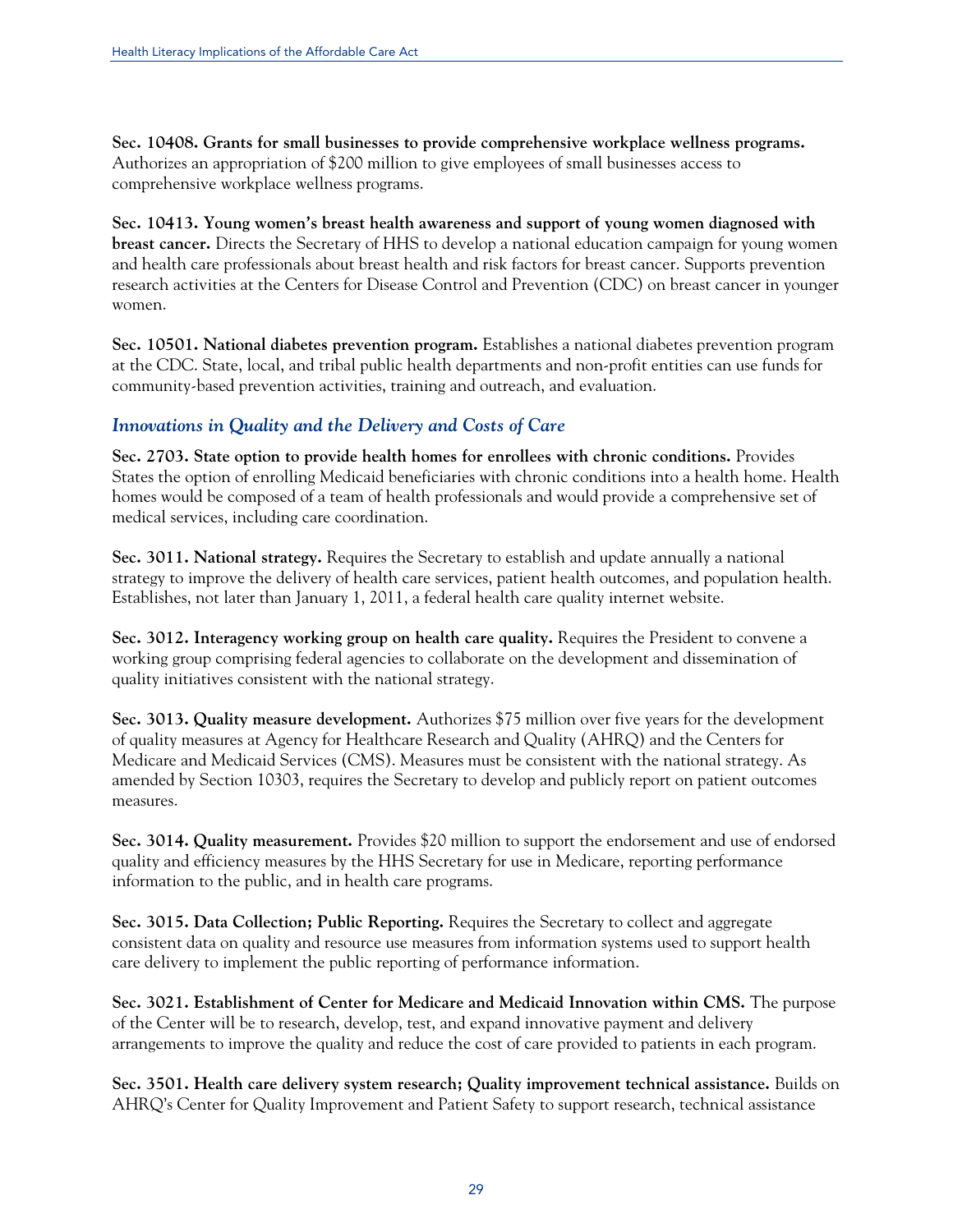**Sec. 10408. Grants for small businesses to provide comprehensive workplace wellness programs.** Authorizes an appropriation of $200 million to give employees of small businesses access to comprehensive workplace wellness programs.

**Sec. 10413. Young women's breast health awareness and support of young women diagnosed with breast cancer.** Directs the Secretary of HHS to develop a national education campaign for young women and health care professionals about breast health and risk factors for breast cancer. Supports prevention research activities at the Centers for Disease Control and Prevention (CDC) on breast cancer in younger women.

**Sec. 10501. National diabetes prevention program.** Establishes a national diabetes prevention program at the CDC. State, local, and tribal public health departments and non-profit entities can use funds for community-based prevention activities, training and outreach, and evaluation.

### *Innovations in Quality and the Delivery and Costs of Care*

**Sec. 2703. State option to provide health homes for enrollees with chronic conditions.** Provides States the option of enrolling Medicaid beneficiaries with chronic conditions into a health home. Health homes would be composed of a team of health professionals and would provide a comprehensive set of medical services, including care coordination.

**Sec. 3011. National strategy.** Requires the Secretary to establish and update annually a national strategy to improve the delivery of health care services, patient health outcomes, and population health. Establishes, not later than January 1, 2011, a federal health care quality internet website.

**Sec. 3012. Interagency working group on health care quality.** Requires the President to convene a working group comprising federal agencies to collaborate on the development and dissemination of quality initiatives consistent with the national strategy.

**Sec. 3013. Quality measure development.** Authorizes $75 million over five years for the development of quality measures at Agency for Healthcare Research and Quality (AHRQ) and the Centers for Medicare and Medicaid Services (CMS). Measures must be consistent with the national strategy. As amended by Section 10303, requires the Secretary to develop and publicly report on patient outcomes measures.

**Sec. 3014. Quality measurement.** Provides $20 million to support the endorsement and use of endorsed quality and efficiency measures by the HHS Secretary for use in Medicare, reporting performance information to the public, and in health care programs.

**Sec. 3015. Data Collection; Public Reporting.** Requires the Secretary to collect and aggregate consistent data on quality and resource use measures from information systems used to support health care delivery to implement the public reporting of performance information.

**Sec. 3021. Establishment of Center for Medicare and Medicaid Innovation within CMS.** The purpose of the Center will be to research, develop, test, and expand innovative payment and delivery arrangements to improve the quality and reduce the cost of care provided to patients in each program.

**Sec. 3501. Health care delivery system research; Quality improvement technical assistance.** Builds on AHRQ's Center for Quality Improvement and Patient Safety to support research, technical assistance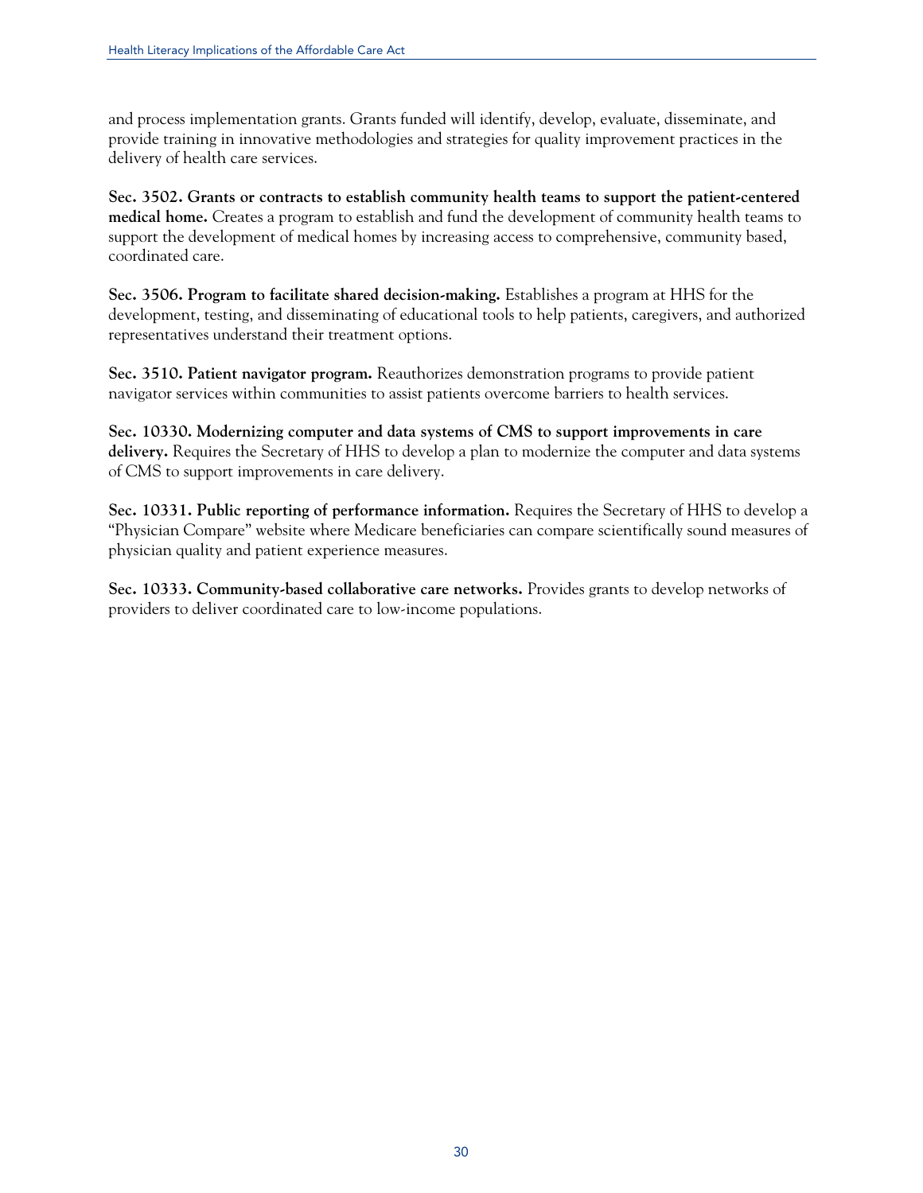and process implementation grants. Grants funded will identify, develop, evaluate, disseminate, and provide training in innovative methodologies and strategies for quality improvement practices in the delivery of health care services.

**Sec. 3502. Grants or contracts to establish community health teams to support the patient-centered medical home.** Creates a program to establish and fund the development of community health teams to support the development of medical homes by increasing access to comprehensive, community based, coordinated care.

**Sec. 3506. Program to facilitate shared decision-making.** Establishes a program at HHS for the development, testing, and disseminating of educational tools to help patients, caregivers, and authorized representatives understand their treatment options.

**Sec. 3510. Patient navigator program.** Reauthorizes demonstration programs to provide patient navigator services within communities to assist patients overcome barriers to health services.

**Sec. 10330. Modernizing computer and data systems of CMS to support improvements in care delivery.** Requires the Secretary of HHS to develop a plan to modernize the computer and data systems of CMS to support improvements in care delivery.

**Sec. 10331. Public reporting of performance information.** Requires the Secretary of HHS to develop a "Physician Compare" website where Medicare beneficiaries can compare scientifically sound measures of physician quality and patient experience measures.

**Sec. 10333. Community-based collaborative care networks.** Provides grants to develop networks of providers to deliver coordinated care to low-income populations.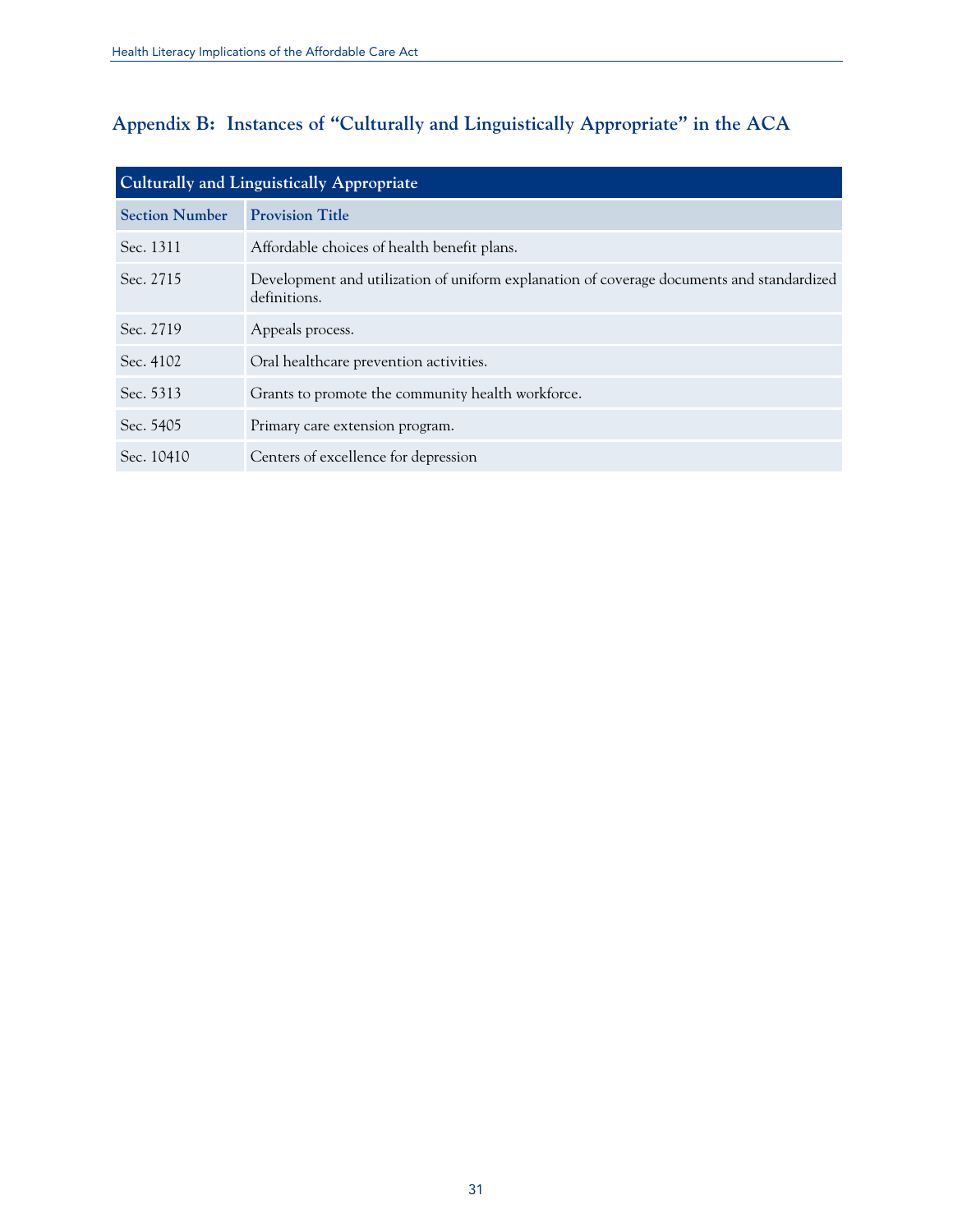## Appendix B: Instances of "Culturally and Linguistically Appropriate" in the ACA

| Culturally and Linguistically Appropriate | |
|---|---|
| **Section Number** | **Provision Title** |
| Sec. 1311 | Affordable choices of health benefit plans. |
| Sec. 2715 | Development and utilization of uniform explanation of coverage documents and standardized definitions. |
| Sec. 2719 | Appeals process. |
| Sec. 4102 | Oral healthcare prevention activities. |
| Sec. 5313 | Grants to promote the community health workforce. |
| Sec. 5405 | Primary care extension program. |
| Sec. 10410 | Centers of excellence for depression |